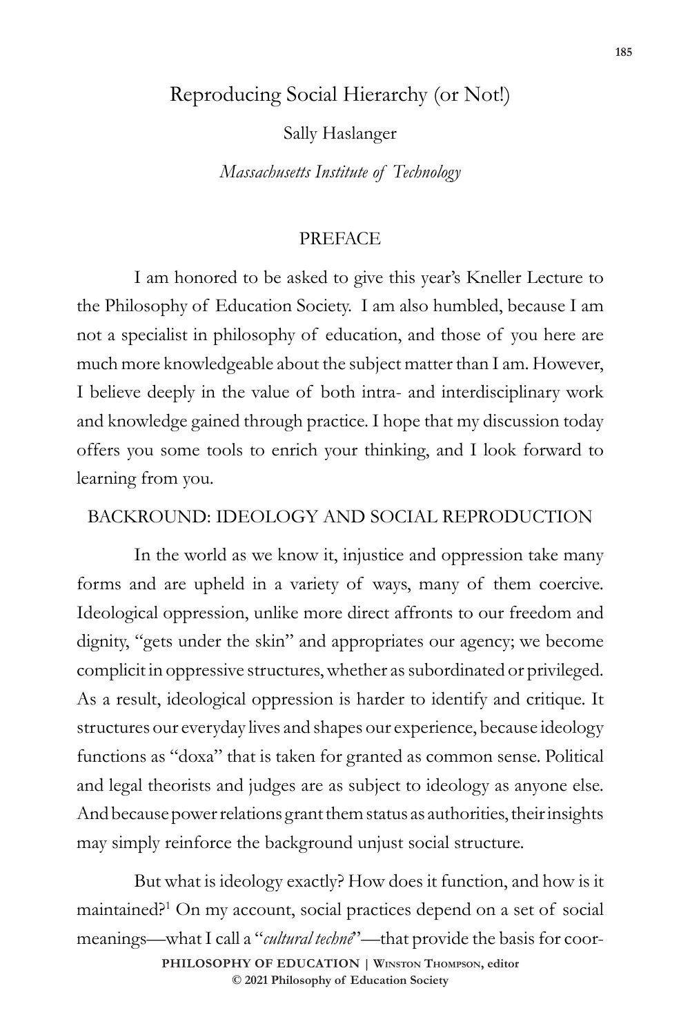# Reproducing Social Hierarchy (or Not!)

Sally Haslanger

*Massachusetts Institute of Technology*

## PREFACE

I am honored to be asked to give this year's Kneller Lecture to the Philosophy of Education Society. I am also humbled, because I am not a specialist in philosophy of education, and those of you here are much more knowledgeable about the subject matter than I am. However, I believe deeply in the value of both intra- and interdisciplinary work and knowledge gained through practice. I hope that my discussion today offers you some tools to enrich your thinking, and I look forward to learning from you.

## BACKROUND: IDEOLOGY AND SOCIAL REPRODUCTION

In the world as we know it, injustice and oppression take many forms and are upheld in a variety of ways, many of them coercive. Ideological oppression, unlike more direct affronts to our freedom and dignity, "gets under the skin" and appropriates our agency; we become complicit in oppressive structures, whether as subordinated or privileged. As a result, ideological oppression is harder to identify and critique. It structures our everyday lives and shapes our experience, because ideology functions as "doxa" that is taken for granted as common sense. Political and legal theorists and judges are as subject to ideology as anyone else. And because power relations grant them status as authorities, their insights may simply reinforce the background unjust social structure.

But what is ideology exactly? How does it function, and how is it maintained?[1] On my account, social practices depend on a set of social meanings—what I call a "*cultural technē*"—that provide the basis for coor-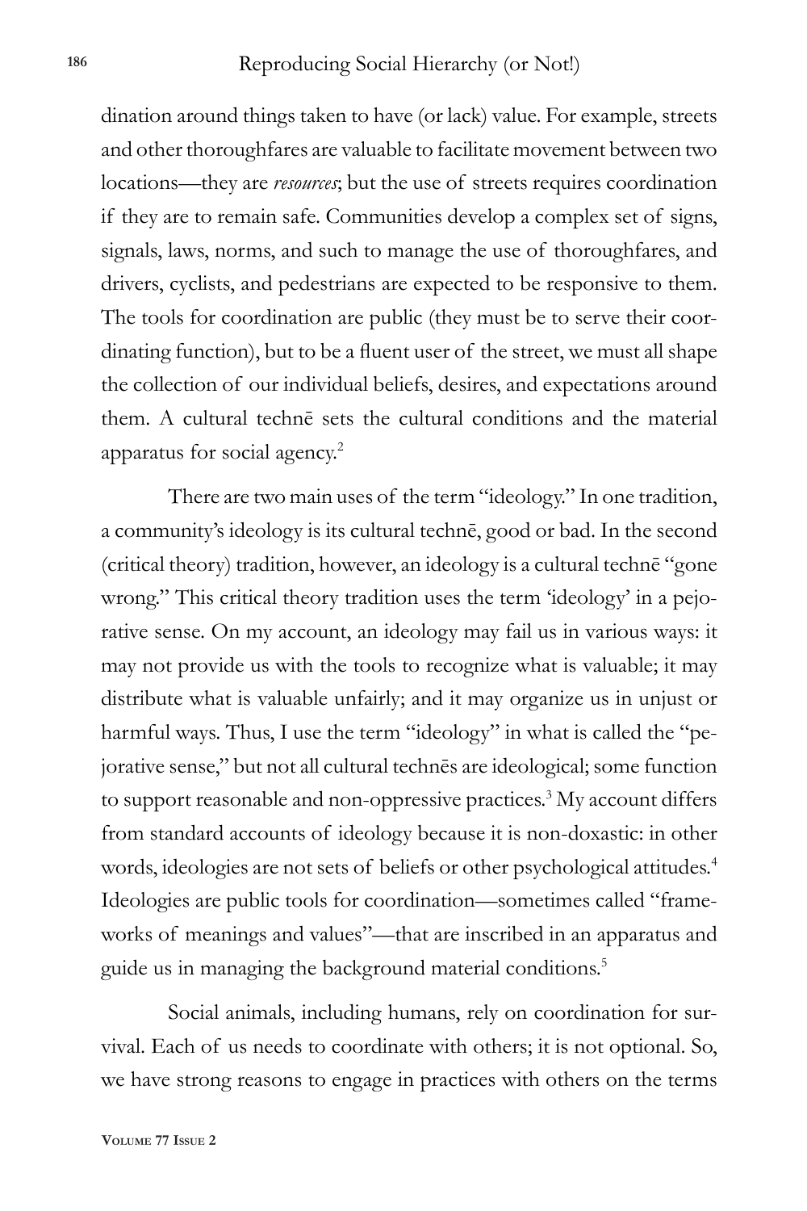dination around things taken to have (or lack) value. For example, streets and other thoroughfares are valuable to facilitate movement between two locations—they are *resources*; but the use of streets requires coordination if they are to remain safe. Communities develop a complex set of signs, signals, laws, norms, and such to manage the use of thoroughfares, and drivers, cyclists, and pedestrians are expected to be responsive to them. The tools for coordination are public (they must be to serve their coordinating function), but to be a fluent user of the street, we must all shape the collection of our individual beliefs, desires, and expectations around them. A cultural technē sets the cultural conditions and the material apparatus for social agency.[2]

There are two main uses of the term "ideology." In one tradition, a community's ideology is its cultural technē, good or bad. In the second (critical theory) tradition, however, an ideology is a cultural technē "gone wrong." This critical theory tradition uses the term 'ideology' in a pejorative sense. On my account, an ideology may fail us in various ways: it may not provide us with the tools to recognize what is valuable; it may distribute what is valuable unfairly; and it may organize us in unjust or harmful ways. Thus, I use the term "ideology" in what is called the "pejorative sense," but not all cultural technēs are ideological; some function to support reasonable and non-oppressive practices.[3] My account differs from standard accounts of ideology because it is non-doxastic: in other words, ideologies are not sets of beliefs or other psychological attitudes.[4] Ideologies are public tools for coordination—sometimes called "frameworks of meanings and values"—that are inscribed in an apparatus and guide us in managing the background material conditions.[5]

Social animals, including humans, rely on coordination for survival. Each of us needs to coordinate with others; it is not optional. So, we have strong reasons to engage in practices with others on the terms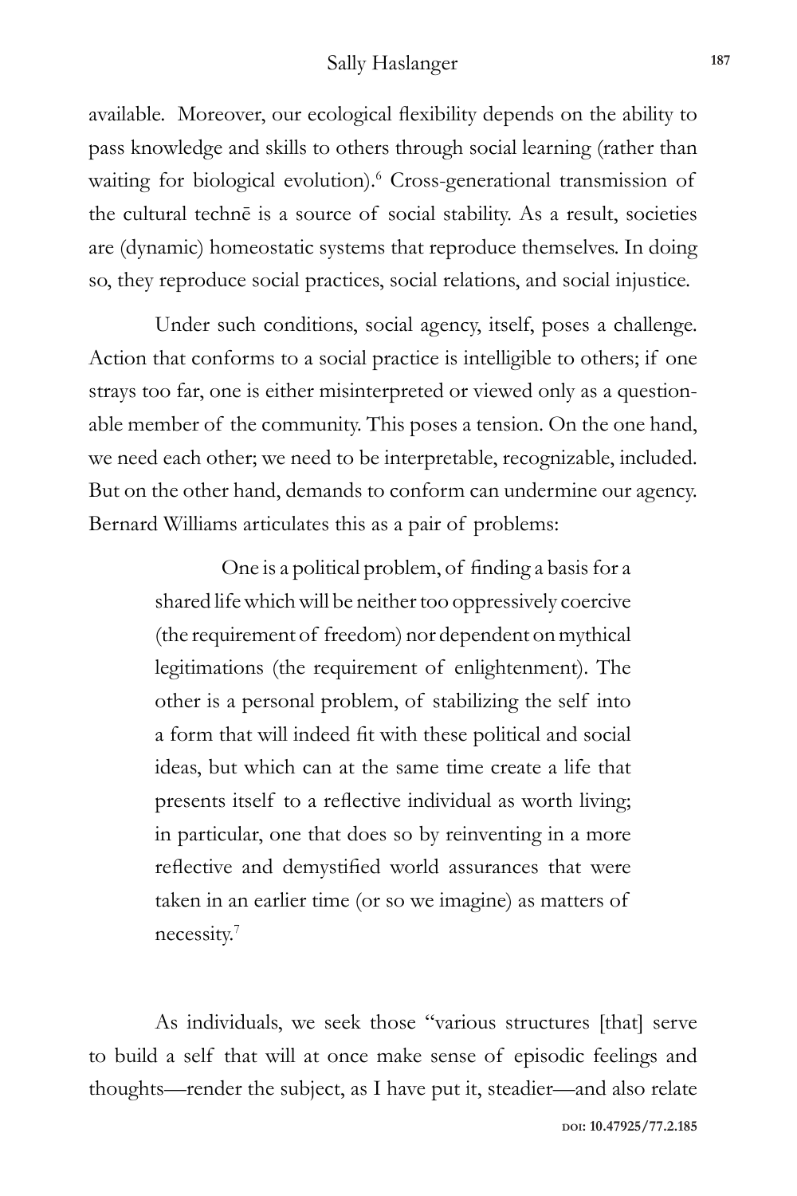available. Moreover, our ecological flexibility depends on the ability to pass knowledge and skills to others through social learning (rather than waiting for biological evolution).[6] Cross-generational transmission of the cultural technē is a source of social stability. As a result, societies are (dynamic) homeostatic systems that reproduce themselves. In doing so, they reproduce social practices, social relations, and social injustice.

Under such conditions, social agency, itself, poses a challenge. Action that conforms to a social practice is intelligible to others; if one strays too far, one is either misinterpreted or viewed only as a questionable member of the community. This poses a tension. On the one hand, we need each other; we need to be interpretable, recognizable, included. But on the other hand, demands to conform can undermine our agency. Bernard Williams articulates this as a pair of problems:

> One is a political problem, of finding a basis for a shared life which will be neither too oppressively coercive (the requirement of freedom) nor dependent on mythical legitimations (the requirement of enlightenment). The other is a personal problem, of stabilizing the self into a form that will indeed fit with these political and social ideas, but which can at the same time create a life that presents itself to a reflective individual as worth living; in particular, one that does so by reinventing in a more reflective and demystified world assurances that were taken in an earlier time (or so we imagine) as matters of necessity.[7]

As individuals, we seek those "various structures [that] serve to build a self that will at once make sense of episodic feelings and thoughts—render the subject, as I have put it, steadier—and also relate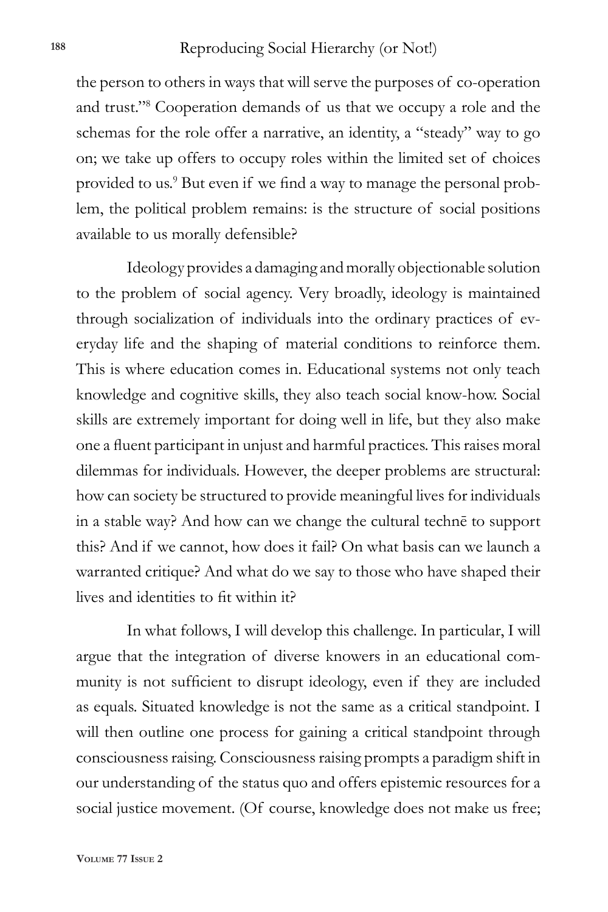the person to others in ways that will serve the purposes of co-operation and trust."[8] Cooperation demands of us that we occupy a role and the schemas for the role offer a narrative, an identity, a "steady" way to go on; we take up offers to occupy roles within the limited set of choices provided to us.[9] But even if we find a way to manage the personal problem, the political problem remains: is the structure of social positions available to us morally defensible?

Ideology provides a damaging and morally objectionable solution to the problem of social agency. Very broadly, ideology is maintained through socialization of individuals into the ordinary practices of everyday life and the shaping of material conditions to reinforce them. This is where education comes in. Educational systems not only teach knowledge and cognitive skills, they also teach social know-how. Social skills are extremely important for doing well in life, but they also make one a fluent participant in unjust and harmful practices. This raises moral dilemmas for individuals. However, the deeper problems are structural: how can society be structured to provide meaningful lives for individuals in a stable way? And how can we change the cultural technē to support this? And if we cannot, how does it fail? On what basis can we launch a warranted critique? And what do we say to those who have shaped their lives and identities to fit within it?

In what follows, I will develop this challenge. In particular, I will argue that the integration of diverse knowers in an educational community is not sufficient to disrupt ideology, even if they are included as equals. Situated knowledge is not the same as a critical standpoint. I will then outline one process for gaining a critical standpoint through consciousness raising. Consciousness raising prompts a paradigm shift in our understanding of the status quo and offers epistemic resources for a social justice movement. (Of course, knowledge does not make us free;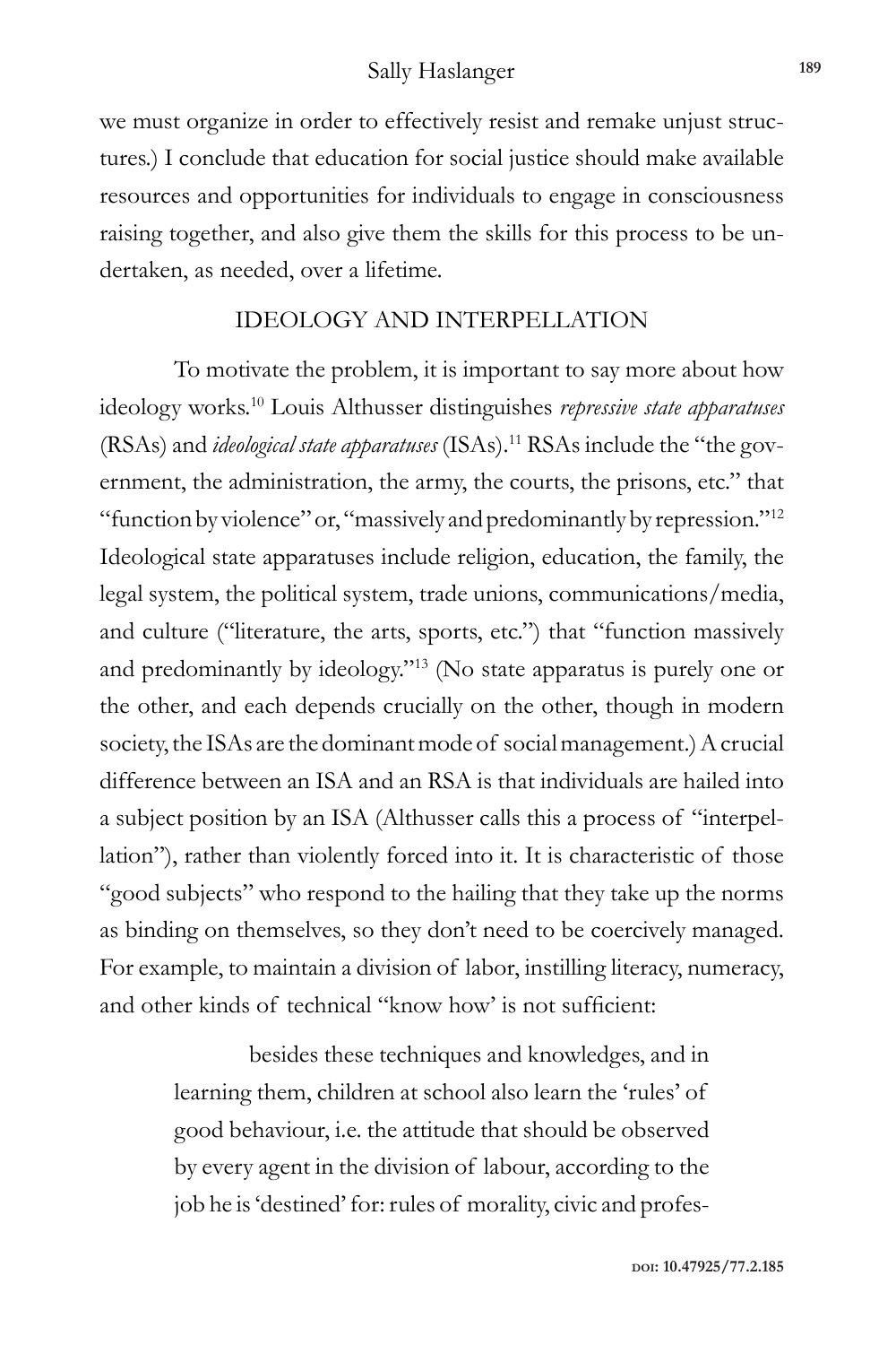we must organize in order to effectively resist and remake unjust structures.) I conclude that education for social justice should make available resources and opportunities for individuals to engage in consciousness raising together, and also give them the skills for this process to be undertaken, as needed, over a lifetime.

## IDEOLOGY AND INTERPELLATION

To motivate the problem, it is important to say more about how ideology works.[10] Louis Althusser distinguishes *repressive state apparatuses* (RSAs) and *ideological state apparatuses* (ISAs).[11] RSAs include the "the government, the administration, the army, the courts, the prisons, etc." that "function by violence" or, "massively and predominantly by repression."[12] Ideological state apparatuses include religion, education, the family, the legal system, the political system, trade unions, communications/media, and culture ("literature, the arts, sports, etc.") that "function massively and predominantly by ideology."[13] (No state apparatus is purely one or the other, and each depends crucially on the other, though in modern society, the ISAs are the dominant mode of social management.) A crucial difference between an ISA and an RSA is that individuals are hailed into a subject position by an ISA (Althusser calls this a process of "interpellation"), rather than violently forced into it. It is characteristic of those "good subjects" who respond to the hailing that they take up the norms as binding on themselves, so they don't need to be coercively managed. For example, to maintain a division of labor, instilling literacy, numeracy, and other kinds of technical "know how' is not sufficient:

> besides these techniques and knowledges, and in learning them, children at school also learn the 'rules' of good behaviour, i.e. the attitude that should be observed by every agent in the division of labour, according to the job he is 'destined' for: rules of morality, civic and profes-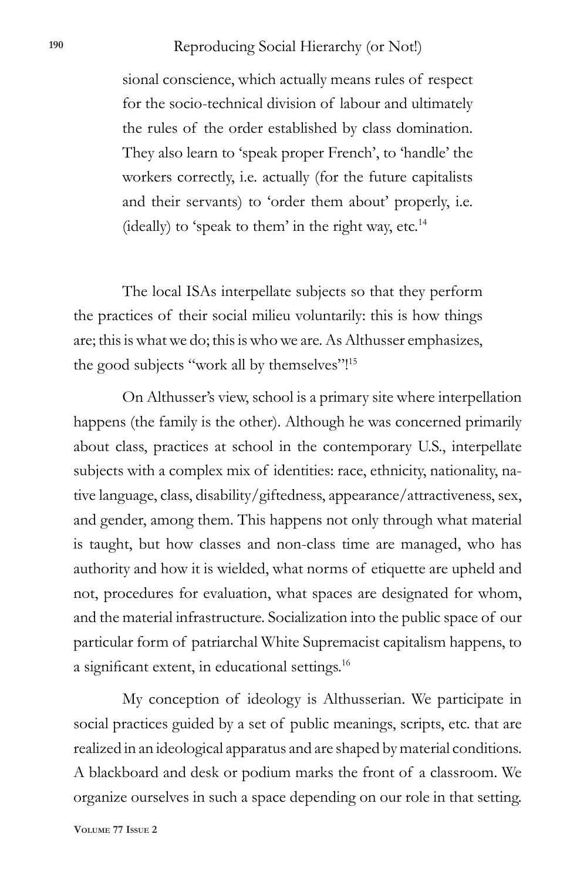> sional conscience, which actually means rules of respect for the socio-technical division of labour and ultimately the rules of the order established by class domination. They also learn to 'speak proper French', to 'handle' the workers correctly, i.e. actually (for the future capitalists and their servants) to 'order them about' properly, i.e. (ideally) to 'speak to them' in the right way, etc.[14]

The local ISAs interpellate subjects so that they perform the practices of their social milieu voluntarily: this is how things are; this is what we do; this is who we are. As Althusser emphasizes, the good subjects "work all by themselves"![15]

On Althusser's view, school is a primary site where interpellation happens (the family is the other). Although he was concerned primarily about class, practices at school in the contemporary U.S., interpellate subjects with a complex mix of identities: race, ethnicity, nationality, native language, class, disability/giftedness, appearance/attractiveness, sex, and gender, among them. This happens not only through what material is taught, but how classes and non-class time are managed, who has authority and how it is wielded, what norms of etiquette are upheld and not, procedures for evaluation, what spaces are designated for whom, and the material infrastructure. Socialization into the public space of our particular form of patriarchal White Supremacist capitalism happens, to a significant extent, in educational settings.[16]

My conception of ideology is Althusserian. We participate in social practices guided by a set of public meanings, scripts, etc. that are realized in an ideological apparatus and are shaped by material conditions. A blackboard and desk or podium marks the front of a classroom. We organize ourselves in such a space depending on our role in that setting.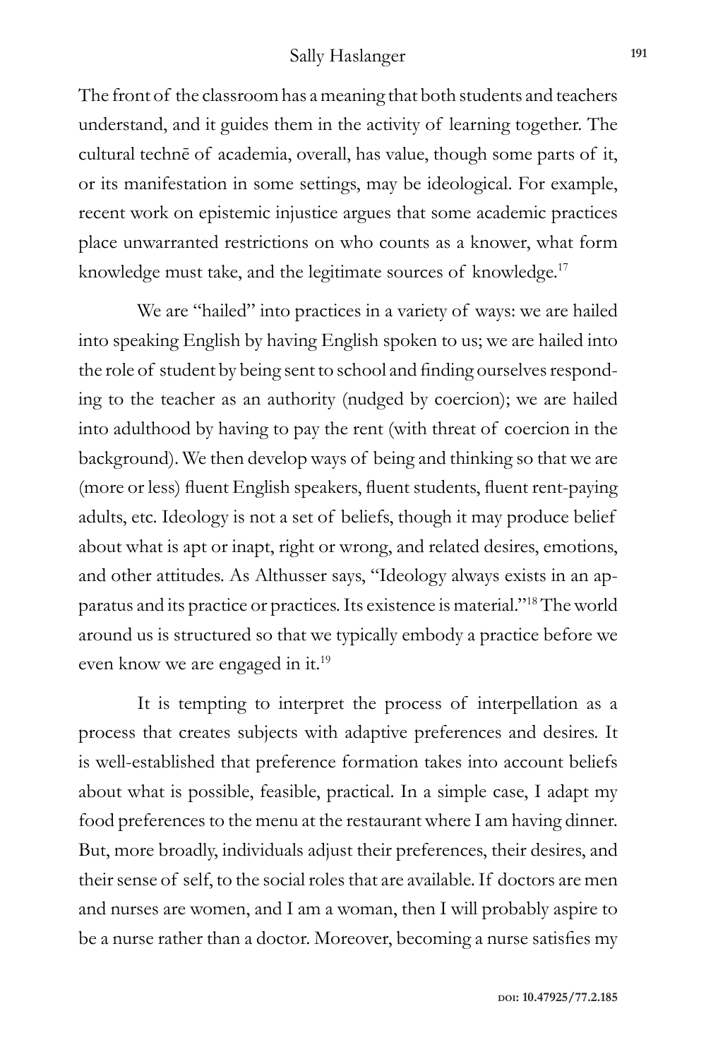The front of the classroom has a meaning that both students and teachers understand, and it guides them in the activity of learning together. The cultural technē of academia, overall, has value, though some parts of it, or its manifestation in some settings, may be ideological. For example, recent work on epistemic injustice argues that some academic practices place unwarranted restrictions on who counts as a knower, what form knowledge must take, and the legitimate sources of knowledge.[17]

We are "hailed" into practices in a variety of ways: we are hailed into speaking English by having English spoken to us; we are hailed into the role of student by being sent to school and finding ourselves responding to the teacher as an authority (nudged by coercion); we are hailed into adulthood by having to pay the rent (with threat of coercion in the background). We then develop ways of being and thinking so that we are (more or less) fluent English speakers, fluent students, fluent rent-paying adults, etc. Ideology is not a set of beliefs, though it may produce belief about what is apt or inapt, right or wrong, and related desires, emotions, and other attitudes. As Althusser says, "Ideology always exists in an apparatus and its practice or practices. Its existence is material."[18] The world around us is structured so that we typically embody a practice before we even know we are engaged in it.[19]

It is tempting to interpret the process of interpellation as a process that creates subjects with adaptive preferences and desires. It is well-established that preference formation takes into account beliefs about what is possible, feasible, practical. In a simple case, I adapt my food preferences to the menu at the restaurant where I am having dinner. But, more broadly, individuals adjust their preferences, their desires, and their sense of self, to the social roles that are available. If doctors are men and nurses are women, and I am a woman, then I will probably aspire to be a nurse rather than a doctor. Moreover, becoming a nurse satisfies my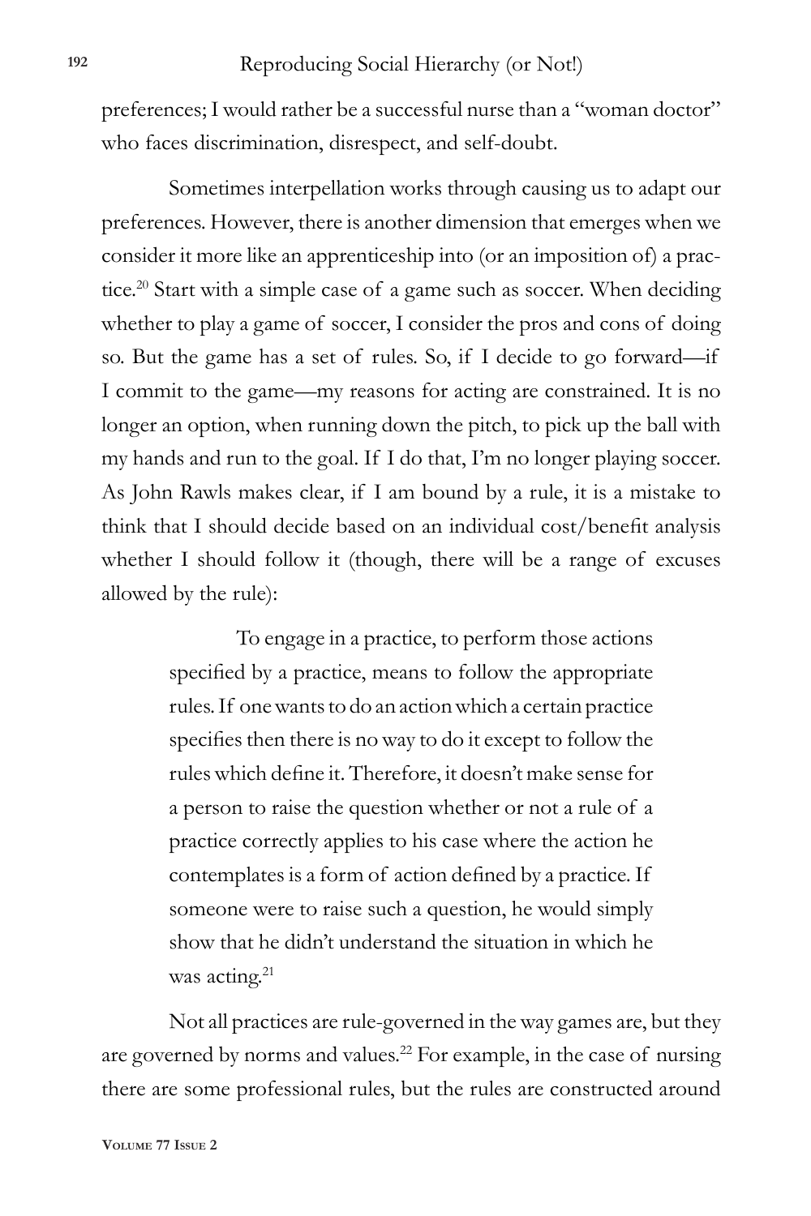preferences; I would rather be a successful nurse than a "woman doctor" who faces discrimination, disrespect, and self-doubt.

Sometimes interpellation works through causing us to adapt our preferences. However, there is another dimension that emerges when we consider it more like an apprenticeship into (or an imposition of) a practice.[20] Start with a simple case of a game such as soccer. When deciding whether to play a game of soccer, I consider the pros and cons of doing so. But the game has a set of rules. So, if I decide to go forward—if I commit to the game—my reasons for acting are constrained. It is no longer an option, when running down the pitch, to pick up the ball with my hands and run to the goal. If I do that, I'm no longer playing soccer. As John Rawls makes clear, if I am bound by a rule, it is a mistake to think that I should decide based on an individual cost/benefit analysis whether I should follow it (though, there will be a range of excuses allowed by the rule):

> To engage in a practice, to perform those actions specified by a practice, means to follow the appropriate rules. If one wants to do an action which a certain practice specifies then there is no way to do it except to follow the rules which define it. Therefore, it doesn't make sense for a person to raise the question whether or not a rule of a practice correctly applies to his case where the action he contemplates is a form of action defined by a practice. If someone were to raise such a question, he would simply show that he didn't understand the situation in which he was acting.[21]

Not all practices are rule-governed in the way games are, but they are governed by norms and values.[22] For example, in the case of nursing there are some professional rules, but the rules are constructed around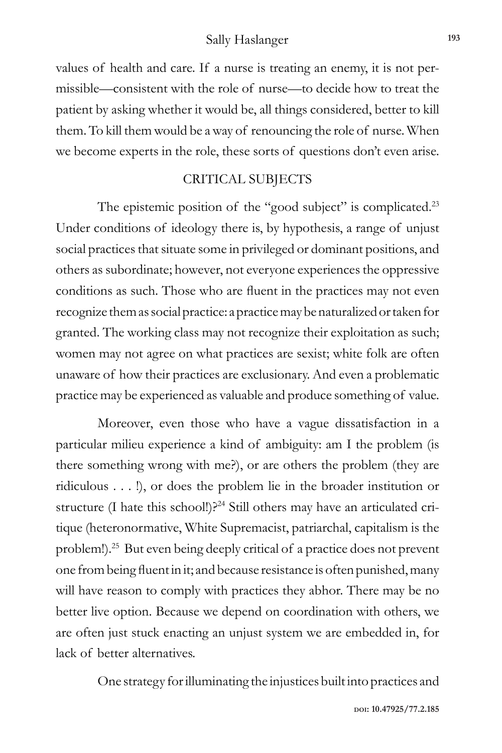values of health and care. If a nurse is treating an enemy, it is not permissible—consistent with the role of nurse—to decide how to treat the patient by asking whether it would be, all things considered, better to kill them. To kill them would be a way of renouncing the role of nurse. When we become experts in the role, these sorts of questions don't even arise.

## CRITICAL SUBJECTS

The epistemic position of the "good subject" is complicated.[23] Under conditions of ideology there is, by hypothesis, a range of unjust social practices that situate some in privileged or dominant positions, and others as subordinate; however, not everyone experiences the oppressive conditions as such. Those who are fluent in the practices may not even recognize them as social practice: a practice may be naturalized or taken for granted. The working class may not recognize their exploitation as such; women may not agree on what practices are sexist; white folk are often unaware of how their practices are exclusionary. And even a problematic practice may be experienced as valuable and produce something of value.

Moreover, even those who have a vague dissatisfaction in a particular milieu experience a kind of ambiguity: am I the problem (is there something wrong with me?), or are others the problem (they are ridiculous . . . !), or does the problem lie in the broader institution or structure (I hate this school!)?[24] Still others may have an articulated critique (heteronormative, White Supremacist, patriarchal, capitalism is the problem!).[25] But even being deeply critical of a practice does not prevent one from being fluent in it; and because resistance is often punished, many will have reason to comply with practices they abhor. There may be no better live option. Because we depend on coordination with others, we are often just stuck enacting an unjust system we are embedded in, for lack of better alternatives.

One strategy for illuminating the injustices built into practices and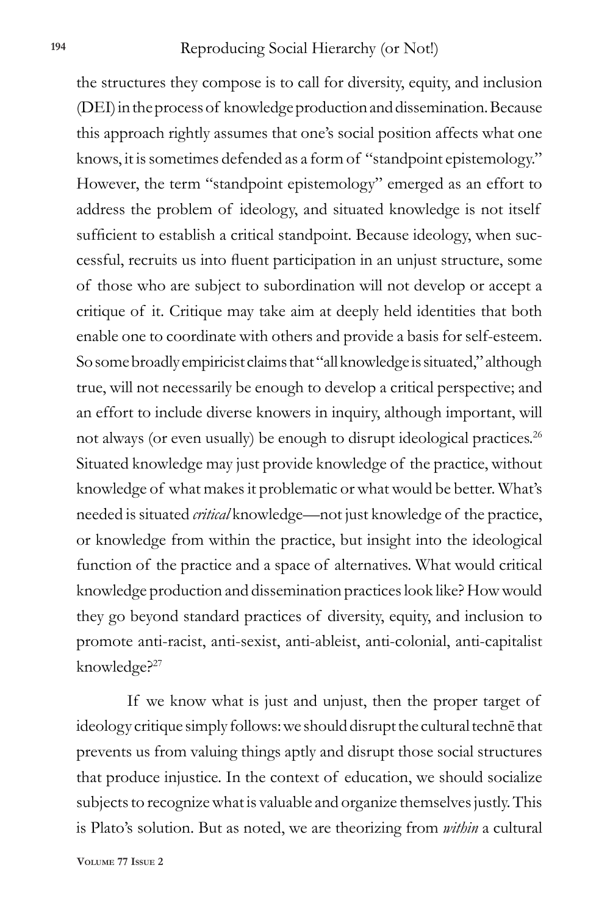the structures they compose is to call for diversity, equity, and inclusion (DEI) in the process of knowledge production and dissemination. Because this approach rightly assumes that one's social position affects what one knows, it is sometimes defended as a form of "standpoint epistemology." However, the term "standpoint epistemology" emerged as an effort to address the problem of ideology, and situated knowledge is not itself sufficient to establish a critical standpoint. Because ideology, when successful, recruits us into fluent participation in an unjust structure, some of those who are subject to subordination will not develop or accept a critique of it. Critique may take aim at deeply held identities that both enable one to coordinate with others and provide a basis for self-esteem. So some broadly empiricist claims that "all knowledge is situated," although true, will not necessarily be enough to develop a critical perspective; and an effort to include diverse knowers in inquiry, although important, will not always (or even usually) be enough to disrupt ideological practices.[26] Situated knowledge may just provide knowledge of the practice, without knowledge of what makes it problematic or what would be better. What's needed is situated *critical* knowledge—not just knowledge of the practice, or knowledge from within the practice, but insight into the ideological function of the practice and a space of alternatives. What would critical knowledge production and dissemination practices look like? How would they go beyond standard practices of diversity, equity, and inclusion to promote anti-racist, anti-sexist, anti-ableist, anti-colonial, anti-capitalist knowledge?[27]

If we know what is just and unjust, then the proper target of ideology critique simply follows: we should disrupt the cultural technē that prevents us from valuing things aptly and disrupt those social structures that produce injustice. In the context of education, we should socialize subjects to recognize what is valuable and organize themselves justly. This is Plato's solution. But as noted, we are theorizing from *within* a cultural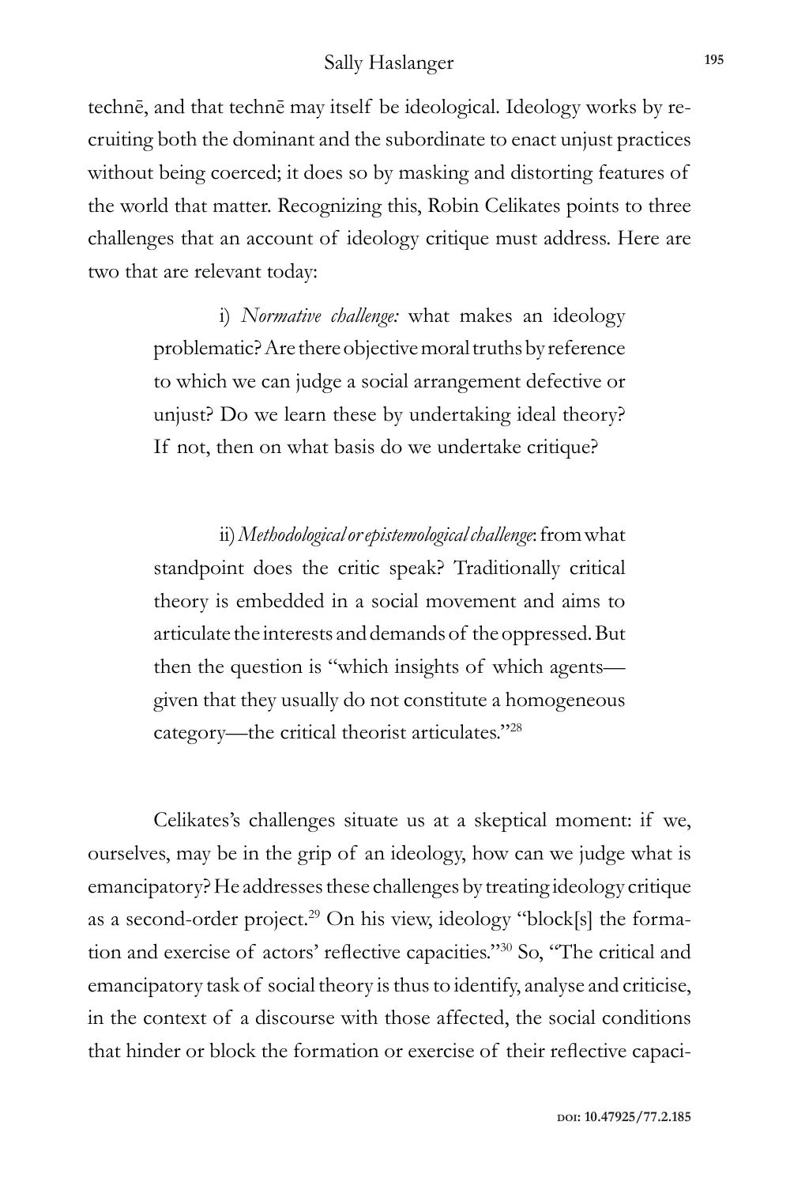technē, and that technē may itself be ideological. Ideology works by recruiting both the dominant and the subordinate to enact unjust practices without being coerced; it does so by masking and distorting features of the world that matter. Recognizing this, Robin Celikates points to three challenges that an account of ideology critique must address. Here are two that are relevant today:

> i) *Normative challenge:* what makes an ideology problematic? Are there objective moral truths by reference to which we can judge a social arrangement defective or unjust? Do we learn these by undertaking ideal theory? If not, then on what basis do we undertake critique?
>
> ii) *Methodological or epistemological challenge*: from what standpoint does the critic speak? Traditionally critical theory is embedded in a social movement and aims to articulate the interests and demands of the oppressed. But then the question is "which insights of which agents—given that they usually do not constitute a homogeneous category—the critical theorist articulates."[28]

Celikates's challenges situate us at a skeptical moment: if we, ourselves, may be in the grip of an ideology, how can we judge what is emancipatory? He addresses these challenges by treating ideology critique as a second-order project.[29] On his view, ideology "block[s] the formation and exercise of actors' reflective capacities."[30] So, "The critical and emancipatory task of social theory is thus to identify, analyse and criticise, in the context of a discourse with those affected, the social conditions that hinder or block the formation or exercise of their reflective capaci-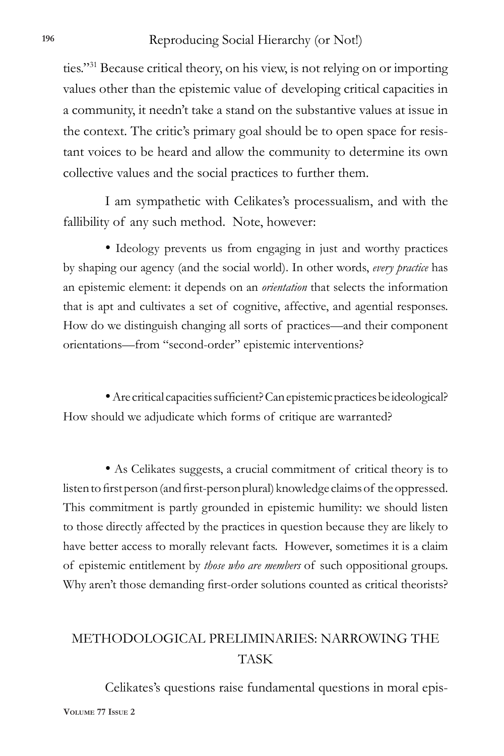ties."[31] Because critical theory, on his view, is not relying on or importing values other than the epistemic value of developing critical capacities in a community, it needn't take a stand on the substantive values at issue in the context. The critic's primary goal should be to open space for resistant voices to be heard and allow the community to determine its own collective values and the social practices to further them.

I am sympathetic with Celikates's processualism, and with the fallibility of any such method. Note, however:

- Ideology prevents us from engaging in just and worthy practices by shaping our agency (and the social world). In other words, *every practice* has an epistemic element: it depends on an *orientation* that selects the information that is apt and cultivates a set of cognitive, affective, and agential responses. How do we distinguish changing all sorts of practices—and their component orientations—from "second-order" epistemic interventions?

- Are critical capacities sufficient? Can epistemic practices be ideological? How should we adjudicate which forms of critique are warranted?

- As Celikates suggests, a crucial commitment of critical theory is to listen to first person (and first-person plural) knowledge claims of the oppressed. This commitment is partly grounded in epistemic humility: we should listen to those directly affected by the practices in question because they are likely to have better access to morally relevant facts. However, sometimes it is a claim of epistemic entitlement by *those who are members* of such oppositional groups. Why aren't those demanding first-order solutions counted as critical theorists?

## METHODOLOGICAL PRELIMINARIES: NARROWING THE TASK

Celikates's questions raise fundamental questions in moral epis-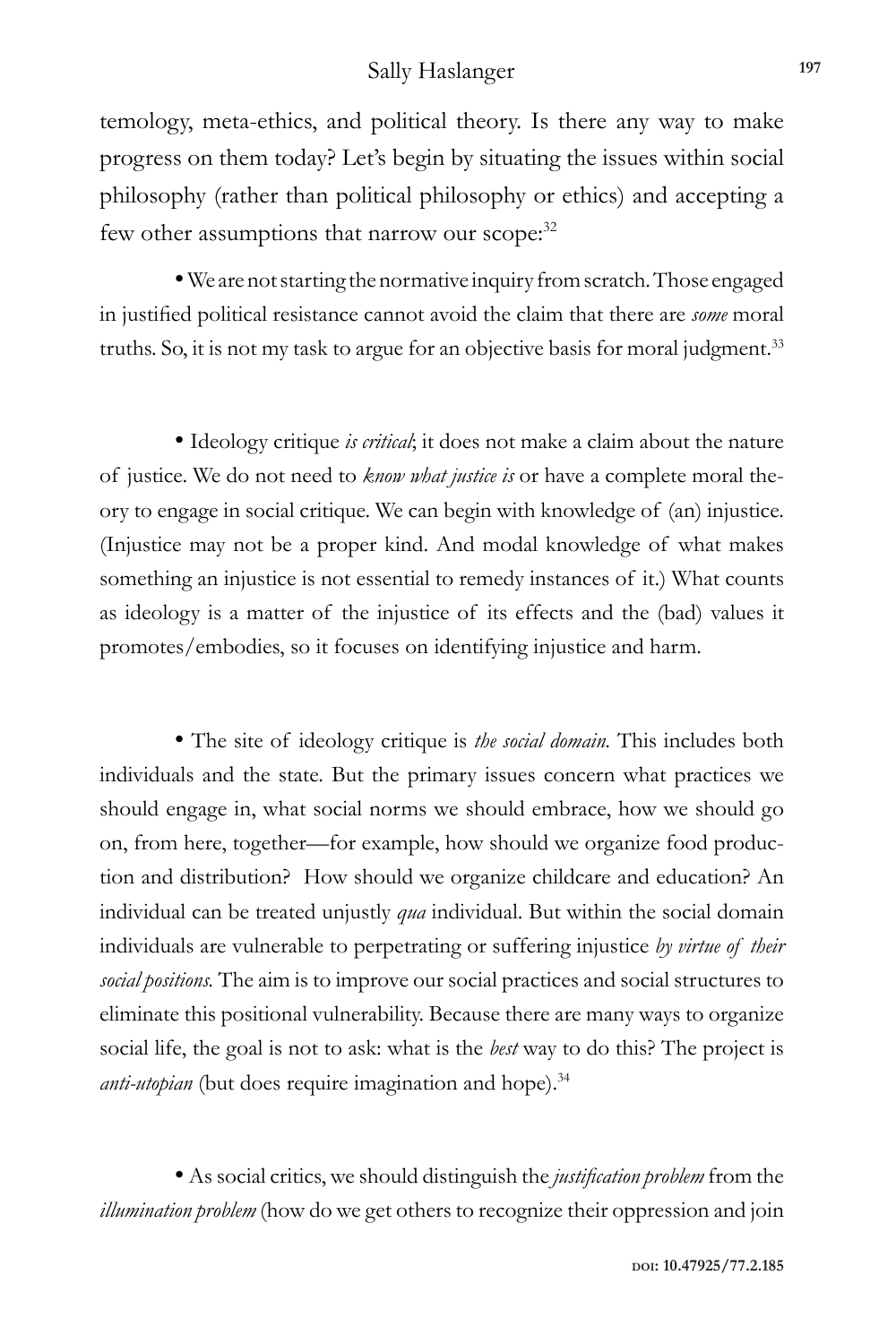temology, meta-ethics, and political theory. Is there any way to make progress on them today? Let's begin by situating the issues within social philosophy (rather than political philosophy or ethics) and accepting a few other assumptions that narrow our scope:[32]

- We are not starting the normative inquiry from scratch. Those engaged in justified political resistance cannot avoid the claim that there are *some* moral truths. So, it is not my task to argue for an objective basis for moral judgment.[33]

- Ideology critique *is critical*; it does not make a claim about the nature of justice. We do not need to *know what justice is* or have a complete moral theory to engage in social critique. We can begin with knowledge of (an) injustice. (Injustice may not be a proper kind. And modal knowledge of what makes something an injustice is not essential to remedy instances of it.) What counts as ideology is a matter of the injustice of its effects and the (bad) values it promotes/embodies, so it focuses on identifying injustice and harm.

- The site of ideology critique is *the social domain*. This includes both individuals and the state. But the primary issues concern what practices we should engage in, what social norms we should embrace, how we should go on, from here, together—for example, how should we organize food production and distribution? How should we organize childcare and education? An individual can be treated unjustly *qua* individual. But within the social domain individuals are vulnerable to perpetrating or suffering injustice *by virtue of their social positions*. The aim is to improve our social practices and social structures to eliminate this positional vulnerability. Because there are many ways to organize social life, the goal is not to ask: what is the *best* way to do this? The project is *anti-utopian* (but does require imagination and hope).[34]

- As social critics, we should distinguish the *justification problem* from the *illumination problem* (how do we get others to recognize their oppression and join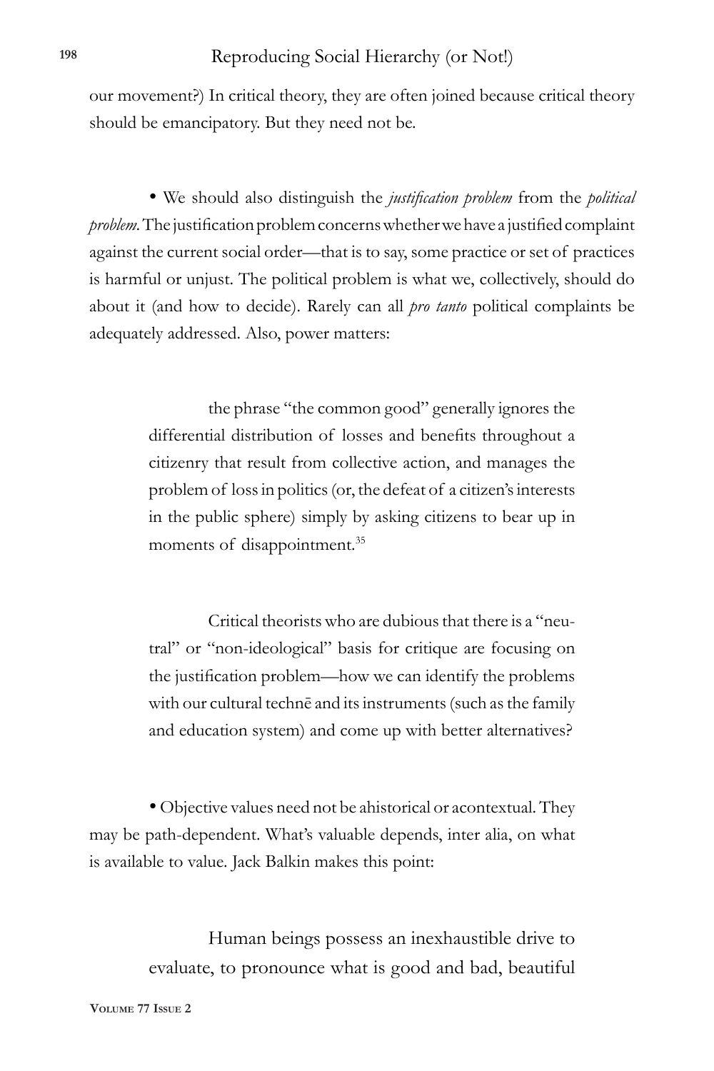our movement?) In critical theory, they are often joined because critical theory should be emancipatory. But they need not be.

• We should also distinguish the *justification problem* from the *political problem*. The justification problem concerns whether we have a justified complaint against the current social order—that is to say, some practice or set of practices is harmful or unjust. The political problem is what we, collectively, should do about it (and how to decide). Rarely can all *pro tanto* political complaints be adequately addressed. Also, power matters:

> the phrase "the common good" generally ignores the differential distribution of losses and benefits throughout a citizenry that result from collective action, and manages the problem of loss in politics (or, the defeat of a citizen's interests in the public sphere) simply by asking citizens to bear up in moments of disappointment.[35]

> Critical theorists who are dubious that there is a "neutral" or "non-ideological" basis for critique are focusing on the justification problem—how we can identify the problems with our cultural technē and its instruments (such as the family and education system) and come up with better alternatives?

• Objective values need not be ahistorical or acontextual. They may be path-dependent. What's valuable depends, inter alia, on what is available to value. Jack Balkin makes this point:

> Human beings possess an inexhaustible drive to evaluate, to pronounce what is good and bad, beautiful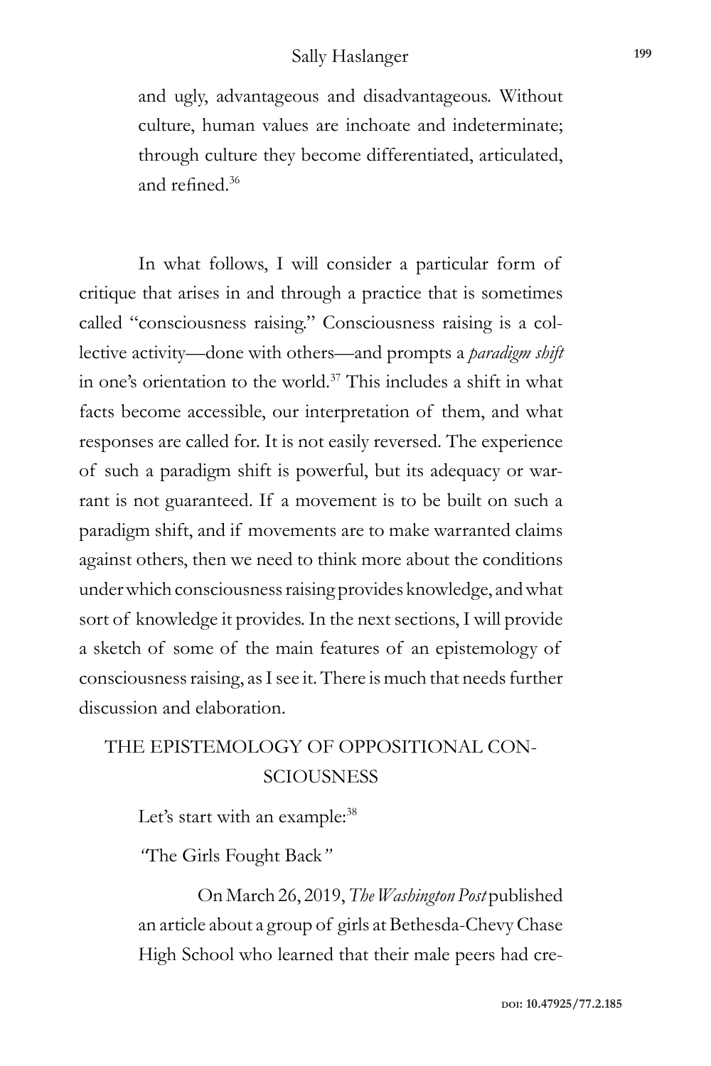and ugly, advantageous and disadvantageous. Without culture, human values are inchoate and indeterminate; through culture they become differentiated, articulated, and refined.[36]

In what follows, I will consider a particular form of critique that arises in and through a practice that is sometimes called "consciousness raising." Consciousness raising is a collective activity—done with others—and prompts a *paradigm shift* in one's orientation to the world.[37] This includes a shift in what facts become accessible, our interpretation of them, and what responses are called for. It is not easily reversed. The experience of such a paradigm shift is powerful, but its adequacy or warrant is not guaranteed. If a movement is to be built on such a paradigm shift, and if movements are to make warranted claims against others, then we need to think more about the conditions under which consciousness raising provides knowledge, and what sort of knowledge it provides. In the next sections, I will provide a sketch of some of the main features of an epistemology of consciousness raising, as I see it. There is much that needs further discussion and elaboration.

## THE EPISTEMOLOGY OF OPPOSITIONAL CONSCIOUSNESS

Let's start with an example:[38]

*"*The Girls Fought Back*"*

On March 26, 2019, *The Washington Post* published an article about a group of girls at Bethesda-Chevy Chase High School who learned that their male peers had cre-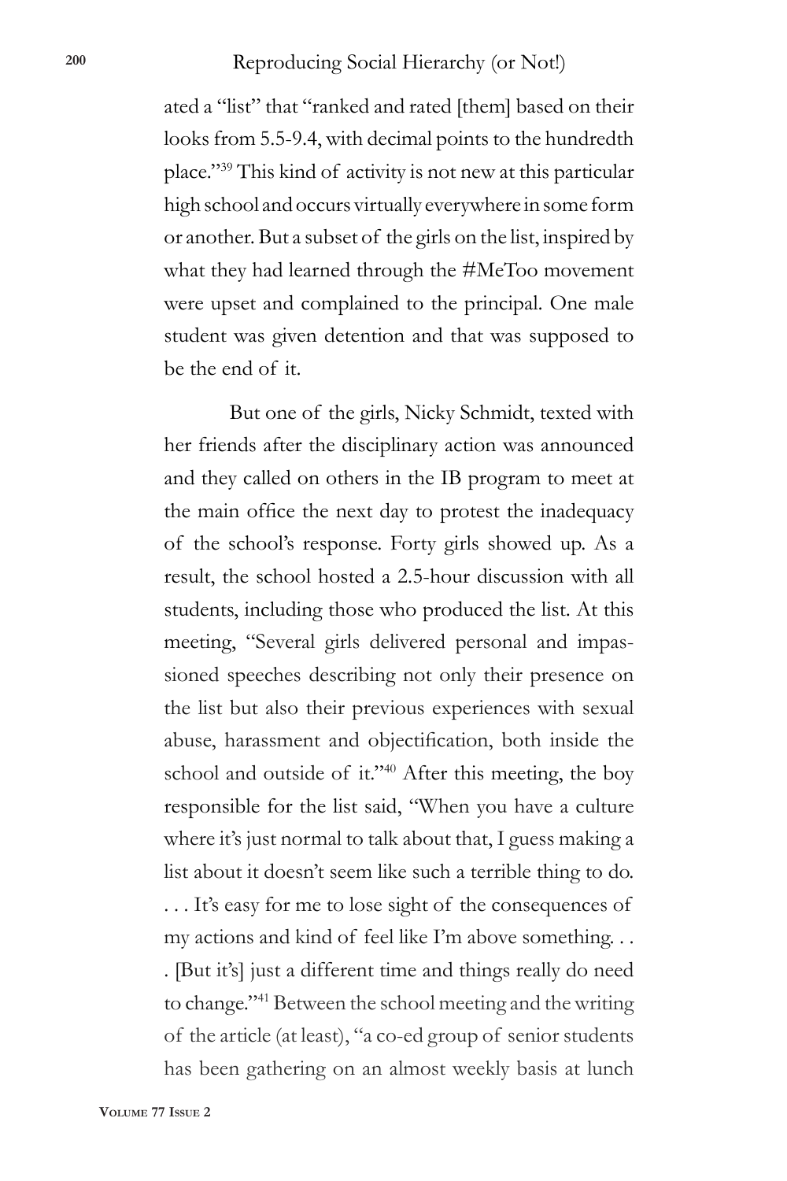ated a "list" that "ranked and rated [them] based on their looks from 5.5-9.4, with decimal points to the hundredth place."[39] This kind of activity is not new at this particular high school and occurs virtually everywhere in some form or another. But a subset of the girls on the list, inspired by what they had learned through the #MeToo movement were upset and complained to the principal. One male student was given detention and that was supposed to be the end of it.

But one of the girls, Nicky Schmidt, texted with her friends after the disciplinary action was announced and they called on others in the IB program to meet at the main office the next day to protest the inadequacy of the school's response. Forty girls showed up. As a result, the school hosted a 2.5-hour discussion with all students, including those who produced the list. At this meeting, "Several girls delivered personal and impassioned speeches describing not only their presence on the list but also their previous experiences with sexual abuse, harassment and objectification, both inside the school and outside of it."[40] After this meeting, the boy responsible for the list said, "When you have a culture where it's just normal to talk about that, I guess making a list about it doesn't seem like such a terrible thing to do. . . . It's easy for me to lose sight of the consequences of my actions and kind of feel like I'm above something. . . . [But it's] just a different time and things really do need to change."[41] Between the school meeting and the writing of the article (at least), "a co-ed group of senior students has been gathering on an almost weekly basis at lunch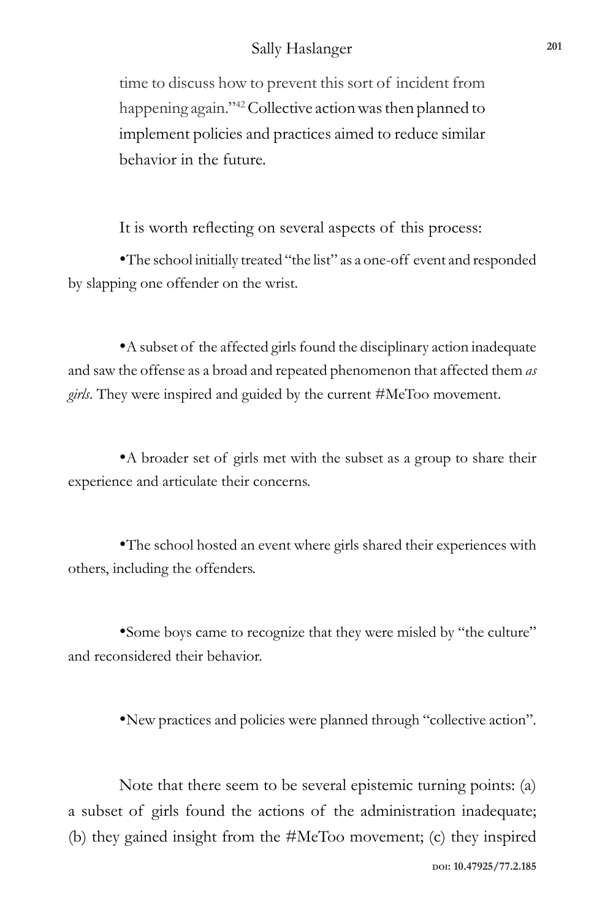time to discuss how to prevent this sort of incident from happening again."[42] Collective action was then planned to implement policies and practices aimed to reduce similar behavior in the future.

It is worth reflecting on several aspects of this process:

- The school initially treated "the list" as a one-off event and responded by slapping one offender on the wrist.

- A subset of the affected girls found the disciplinary action inadequate and saw the offense as a broad and repeated phenomenon that affected them *as girls*. They were inspired and guided by the current #MeToo movement.

- A broader set of girls met with the subset as a group to share their experience and articulate their concerns.

- The school hosted an event where girls shared their experiences with others, including the offenders.

- Some boys came to recognize that they were misled by "the culture" and reconsidered their behavior.

- New practices and policies were planned through "collective action".

Note that there seem to be several epistemic turning points: (a) a subset of girls found the actions of the administration inadequate; (b) they gained insight from the #MeToo movement; (c) they inspired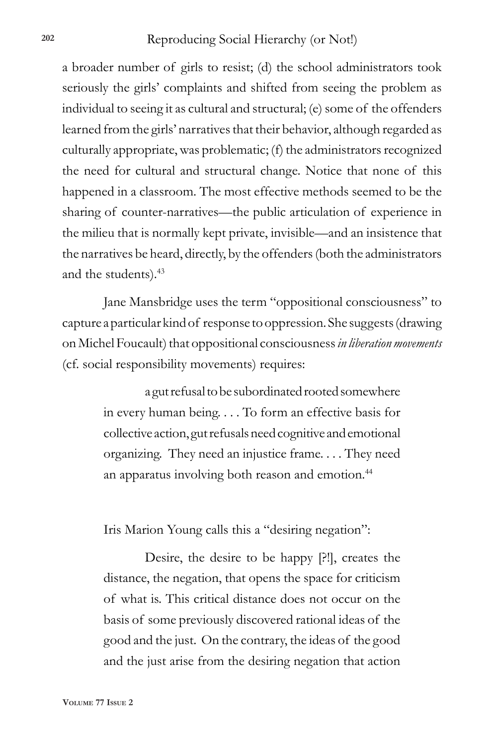a broader number of girls to resist; (d) the school administrators took seriously the girls' complaints and shifted from seeing the problem as individual to seeing it as cultural and structural; (e) some of the offenders learned from the girls' narratives that their behavior, although regarded as culturally appropriate, was problematic; (f) the administrators recognized the need for cultural and structural change. Notice that none of this happened in a classroom. The most effective methods seemed to be the sharing of counter-narratives—the public articulation of experience in the milieu that is normally kept private, invisible—and an insistence that the narratives be heard, directly, by the offenders (both the administrators and the students).[43]

Jane Mansbridge uses the term "oppositional consciousness" to capture a particular kind of response to oppression. She suggests (drawing on Michel Foucault) that oppositional consciousness *in liberation movements* (cf. social responsibility movements) requires:

> a gut refusal to be subordinated rooted somewhere in every human being. . . . To form an effective basis for collective action, gut refusals need cognitive and emotional organizing. They need an injustice frame. . . . They need an apparatus involving both reason and emotion.[44]

Iris Marion Young calls this a "desiring negation":

> Desire, the desire to be happy [?!], creates the distance, the negation, that opens the space for criticism of what is. This critical distance does not occur on the basis of some previously discovered rational ideas of the good and the just. On the contrary, the ideas of the good and the just arise from the desiring negation that action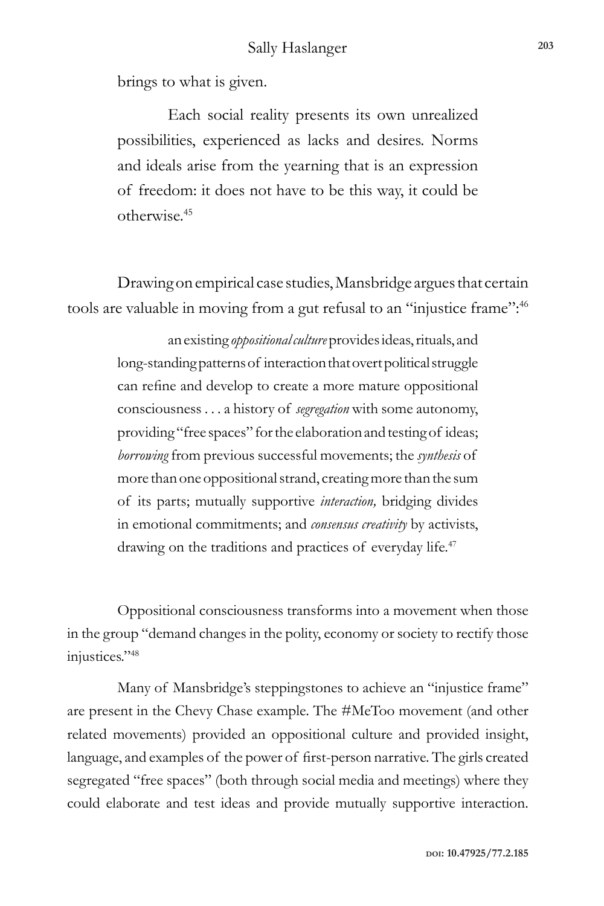brings to what is given.

> Each social reality presents its own unrealized possibilities, experienced as lacks and desires. Norms and ideals arise from the yearning that is an expression of freedom: it does not have to be this way, it could be otherwise.[45]

Drawing on empirical case studies, Mansbridge argues that certain tools are valuable in moving from a gut refusal to an "injustice frame":[46]

> an existing *oppositional culture* provides ideas, rituals, and long-standing patterns of interaction that overt political struggle can refine and develop to create a more mature oppositional consciousness . . . a history of *segregation* with some autonomy, providing "free spaces" for the elaboration and testing of ideas; *borrowing* from previous successful movements; the *synthesis* of more than one oppositional strand, creating more than the sum of its parts; mutually supportive *interaction,* bridging divides in emotional commitments; and *consensus creativity* by activists, drawing on the traditions and practices of everyday life.[47]

Oppositional consciousness transforms into a movement when those in the group "demand changes in the polity, economy or society to rectify those injustices."[48]

Many of Mansbridge's steppingstones to achieve an "injustice frame" are present in the Chevy Chase example. The #MeToo movement (and other related movements) provided an oppositional culture and provided insight, language, and examples of the power of first-person narrative. The girls created segregated "free spaces" (both through social media and meetings) where they could elaborate and test ideas and provide mutually supportive interaction.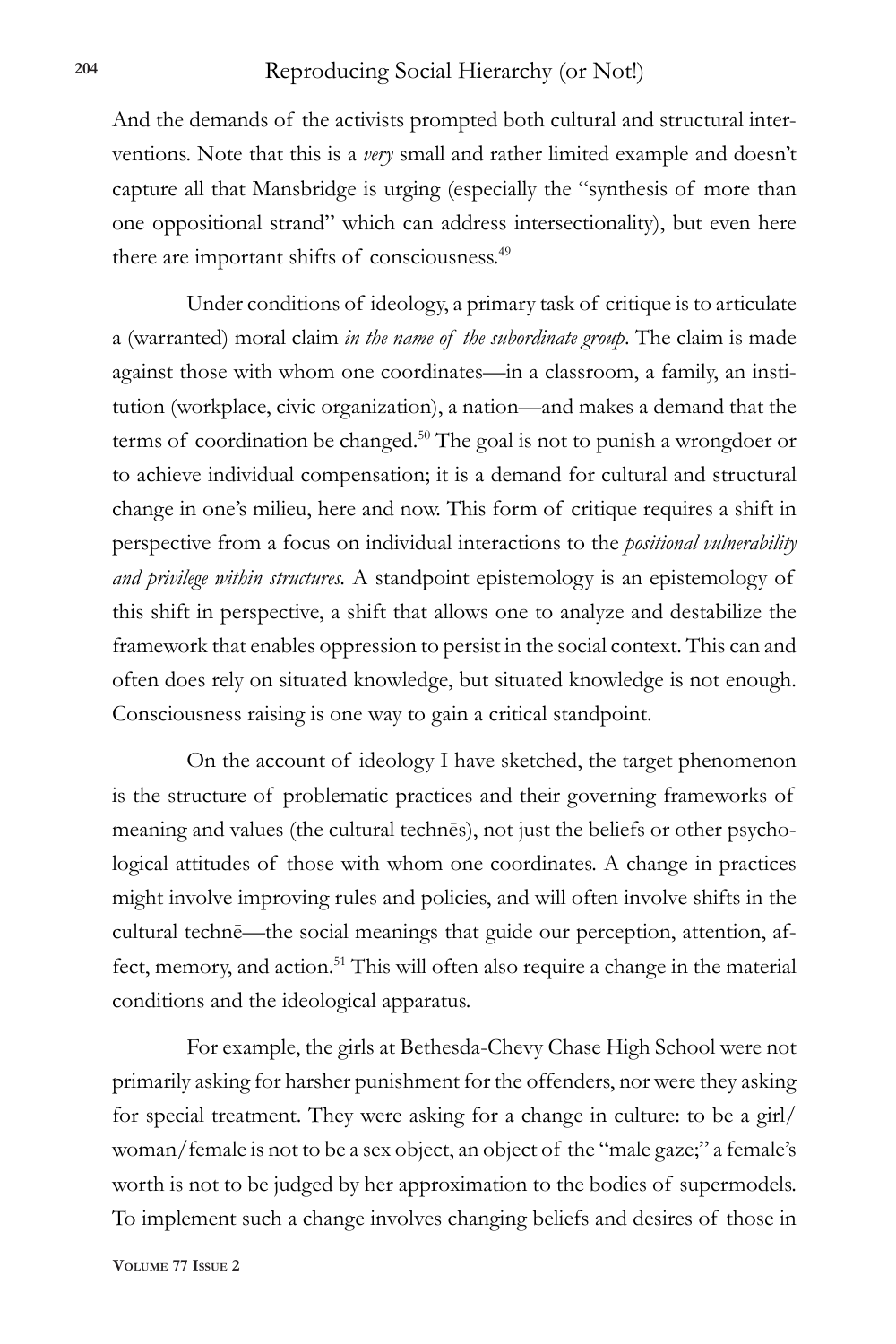And the demands of the activists prompted both cultural and structural interventions. Note that this is a *very* small and rather limited example and doesn't capture all that Mansbridge is urging (especially the "synthesis of more than one oppositional strand" which can address intersectionality), but even here there are important shifts of consciousness.[49]

Under conditions of ideology, a primary task of critique is to articulate a (warranted) moral claim *in the name of the subordinate group*. The claim is made against those with whom one coordinates—in a classroom, a family, an institution (workplace, civic organization), a nation—and makes a demand that the terms of coordination be changed.[50] The goal is not to punish a wrongdoer or to achieve individual compensation; it is a demand for cultural and structural change in one's milieu, here and now. This form of critique requires a shift in perspective from a focus on individual interactions to the *positional vulnerability and privilege within structures.* A standpoint epistemology is an epistemology of this shift in perspective, a shift that allows one to analyze and destabilize the framework that enables oppression to persist in the social context. This can and often does rely on situated knowledge, but situated knowledge is not enough. Consciousness raising is one way to gain a critical standpoint.

On the account of ideology I have sketched, the target phenomenon is the structure of problematic practices and their governing frameworks of meaning and values (the cultural technēs), not just the beliefs or other psychological attitudes of those with whom one coordinates. A change in practices might involve improving rules and policies, and will often involve shifts in the cultural technē—the social meanings that guide our perception, attention, affect, memory, and action.[51] This will often also require a change in the material conditions and the ideological apparatus.

For example, the girls at Bethesda-Chevy Chase High School were not primarily asking for harsher punishment for the offenders, nor were they asking for special treatment. They were asking for a change in culture: to be a girl/woman/female is not to be a sex object, an object of the "male gaze;" a female's worth is not to be judged by her approximation to the bodies of supermodels. To implement such a change involves changing beliefs and desires of those in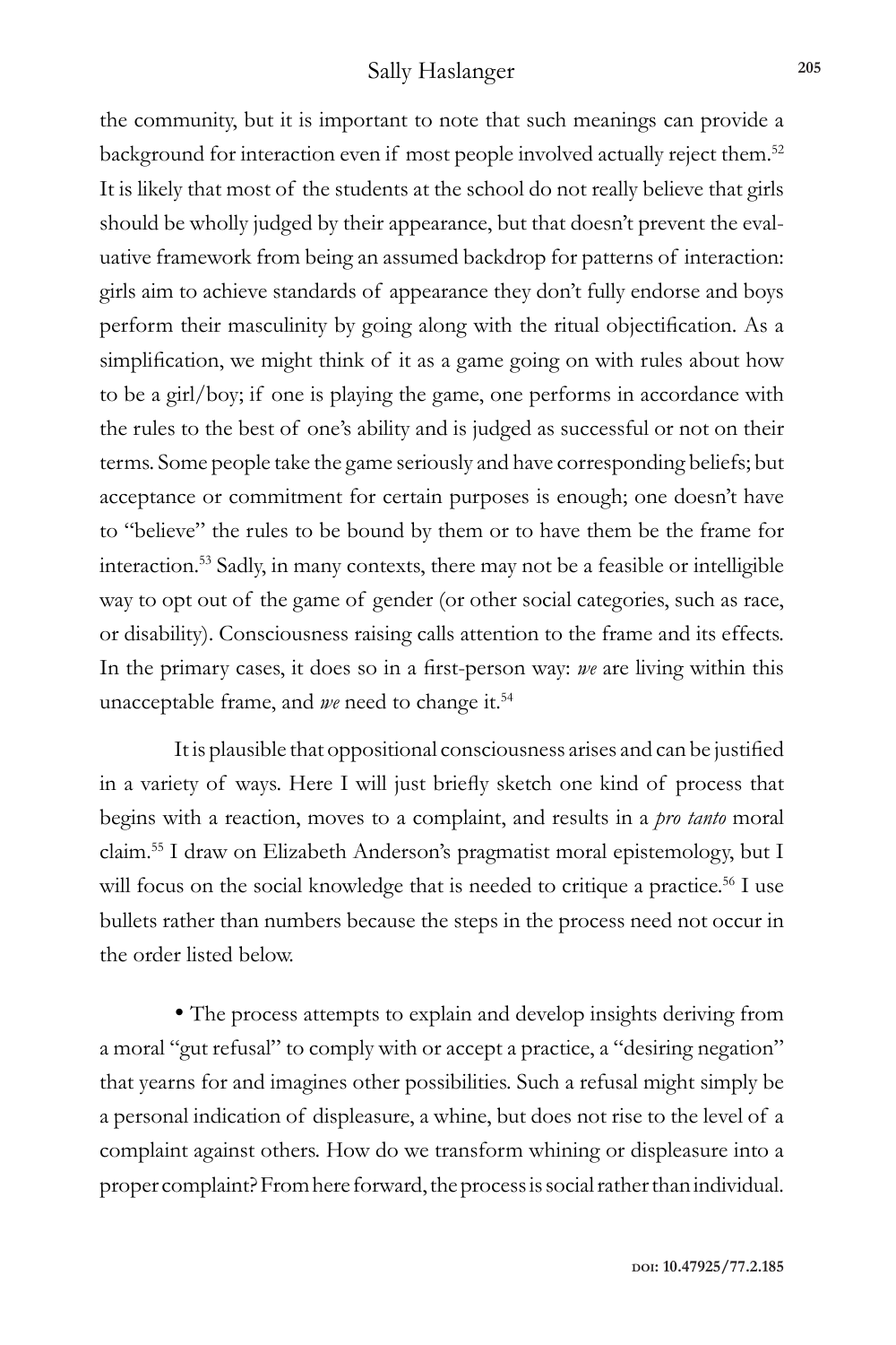the community, but it is important to note that such meanings can provide a background for interaction even if most people involved actually reject them.[52] It is likely that most of the students at the school do not really believe that girls should be wholly judged by their appearance, but that doesn't prevent the evaluative framework from being an assumed backdrop for patterns of interaction: girls aim to achieve standards of appearance they don't fully endorse and boys perform their masculinity by going along with the ritual objectification. As a simplification, we might think of it as a game going on with rules about how to be a girl/boy; if one is playing the game, one performs in accordance with the rules to the best of one's ability and is judged as successful or not on their terms. Some people take the game seriously and have corresponding beliefs; but acceptance or commitment for certain purposes is enough; one doesn't have to "believe" the rules to be bound by them or to have them be the frame for interaction.[53] Sadly, in many contexts, there may not be a feasible or intelligible way to opt out of the game of gender (or other social categories, such as race, or disability). Consciousness raising calls attention to the frame and its effects. In the primary cases, it does so in a first-person way: *we* are living within this unacceptable frame, and *we* need to change it.[54]

It is plausible that oppositional consciousness arises and can be justified in a variety of ways. Here I will just briefly sketch one kind of process that begins with a reaction, moves to a complaint, and results in a *pro tanto* moral claim.[55] I draw on Elizabeth Anderson's pragmatist moral epistemology, but I will focus on the social knowledge that is needed to critique a practice.[56] I use bullets rather than numbers because the steps in the process need not occur in the order listed below.

- The process attempts to explain and develop insights deriving from a moral "gut refusal" to comply with or accept a practice, a "desiring negation" that yearns for and imagines other possibilities. Such a refusal might simply be a personal indication of displeasure, a whine, but does not rise to the level of a complaint against others. How do we transform whining or displeasure into a proper complaint? From here forward, the process is social rather than individual.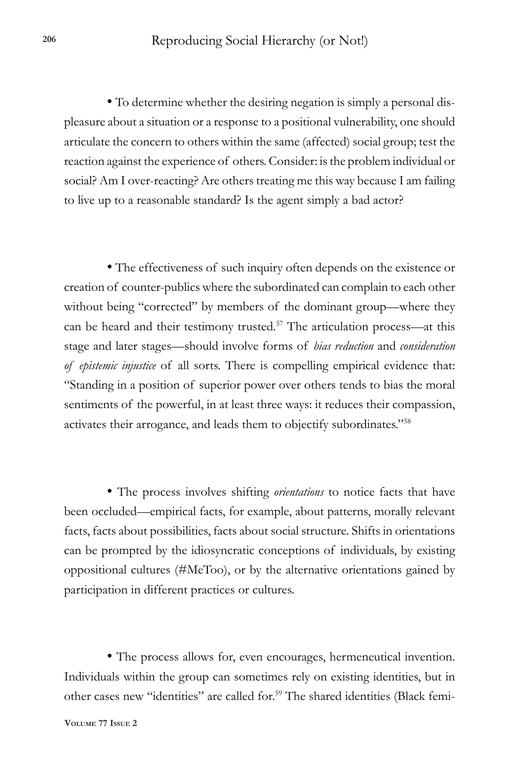- To determine whether the desiring negation is simply a personal displeasure about a situation or a response to a positional vulnerability, one should articulate the concern to others within the same (affected) social group; test the reaction against the experience of others. Consider: is the problem individual or social? Am I over-reacting? Are others treating me this way because I am failing to live up to a reasonable standard? Is the agent simply a bad actor?

- The effectiveness of such inquiry often depends on the existence or creation of counter-publics where the subordinated can complain to each other without being "corrected" by members of the dominant group—where they can be heard and their testimony trusted.[57] The articulation process—at this stage and later stages—should involve forms of *bias reduction* and *consideration of epistemic injustice* of all sorts. There is compelling empirical evidence that: "Standing in a position of superior power over others tends to bias the moral sentiments of the powerful, in at least three ways: it reduces their compassion, activates their arrogance, and leads them to objectify subordinates."[58]

- The process involves shifting *orientations* to notice facts that have been occluded—empirical facts, for example, about patterns, morally relevant facts, facts about possibilities, facts about social structure. Shifts in orientations can be prompted by the idiosyncratic conceptions of individuals, by existing oppositional cultures (#MeToo), or by the alternative orientations gained by participation in different practices or cultures.

- The process allows for, even encourages, hermeneutical invention. Individuals within the group can sometimes rely on existing identities, but in other cases new "identities" are called for.[59] The shared identities (Black femi-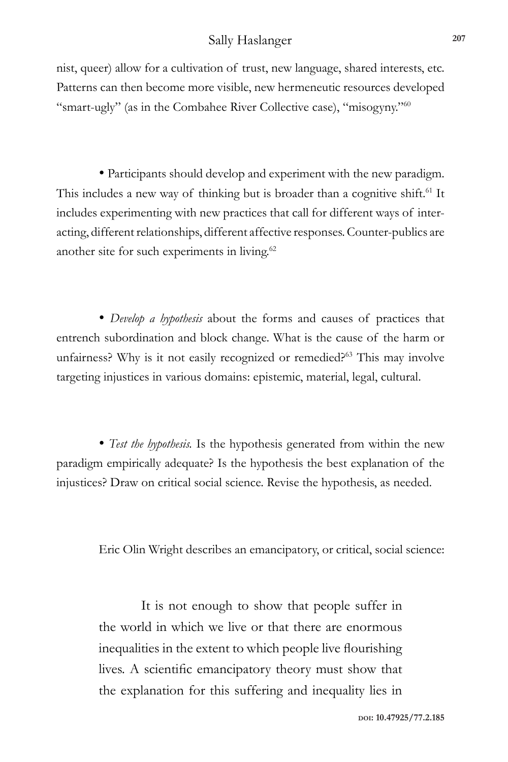nist, queer) allow for a cultivation of trust, new language, shared interests, etc. Patterns can then become more visible, new hermeneutic resources developed "smart-ugly" (as in the Combahee River Collective case), "misogyny."[60]

- Participants should develop and experiment with the new paradigm. This includes a new way of thinking but is broader than a cognitive shift.[61] It includes experimenting with new practices that call for different ways of interacting, different relationships, different affective responses. Counter-publics are another site for such experiments in living.[62]

- *Develop a hypothesis* about the forms and causes of practices that entrench subordination and block change. What is the cause of the harm or unfairness? Why is it not easily recognized or remedied?[63] This may involve targeting injustices in various domains: epistemic, material, legal, cultural.

- *Test the hypothesis.* Is the hypothesis generated from within the new paradigm empirically adequate? Is the hypothesis the best explanation of the injustices? Draw on critical social science. Revise the hypothesis, as needed.

Eric Olin Wright describes an emancipatory, or critical, social science:

> It is not enough to show that people suffer in the world in which we live or that there are enormous inequalities in the extent to which people live flourishing lives. A scientific emancipatory theory must show that the explanation for this suffering and inequality lies in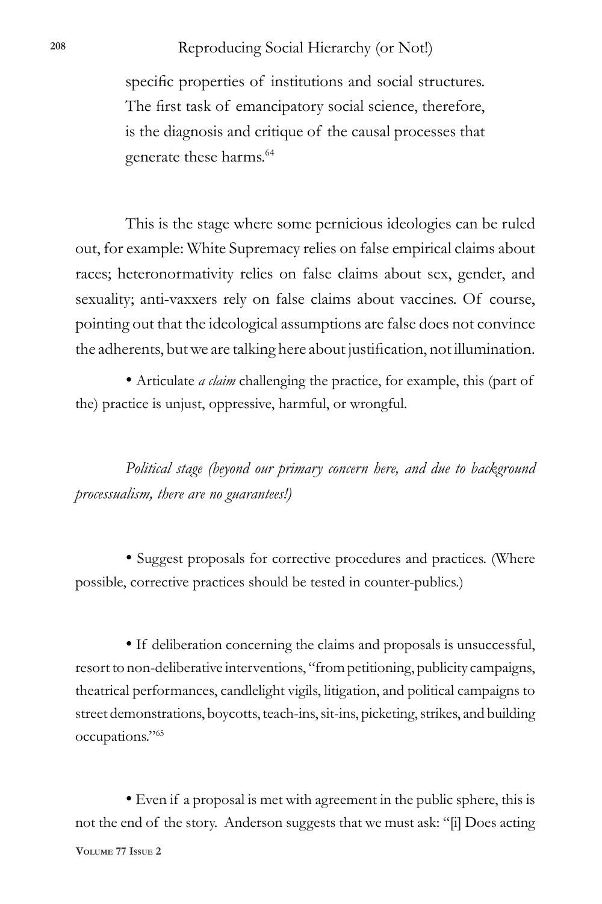specific properties of institutions and social structures. The first task of emancipatory social science, therefore, is the diagnosis and critique of the causal processes that generate these harms.[64]

This is the stage where some pernicious ideologies can be ruled out, for example: White Supremacy relies on false empirical claims about races; heteronormativity relies on false claims about sex, gender, and sexuality; anti-vaxxers rely on false claims about vaccines. Of course, pointing out that the ideological assumptions are false does not convince the adherents, but we are talking here about justification, not illumination.

- Articulate *a claim* challenging the practice, for example, this (part of the) practice is unjust, oppressive, harmful, or wrongful.

*Political stage (beyond our primary concern here, and due to background processualism, there are no guarantees!)*

- Suggest proposals for corrective procedures and practices. (Where possible, corrective practices should be tested in counter-publics.)

- If deliberation concerning the claims and proposals is unsuccessful, resort to non-deliberative interventions, "from petitioning, publicity campaigns, theatrical performances, candlelight vigils, litigation, and political campaigns to street demonstrations, boycotts, teach-ins, sit-ins, picketing, strikes, and building occupations."[65]

- Even if a proposal is met with agreement in the public sphere, this is not the end of the story. Anderson suggests that we must ask: "[i] Does acting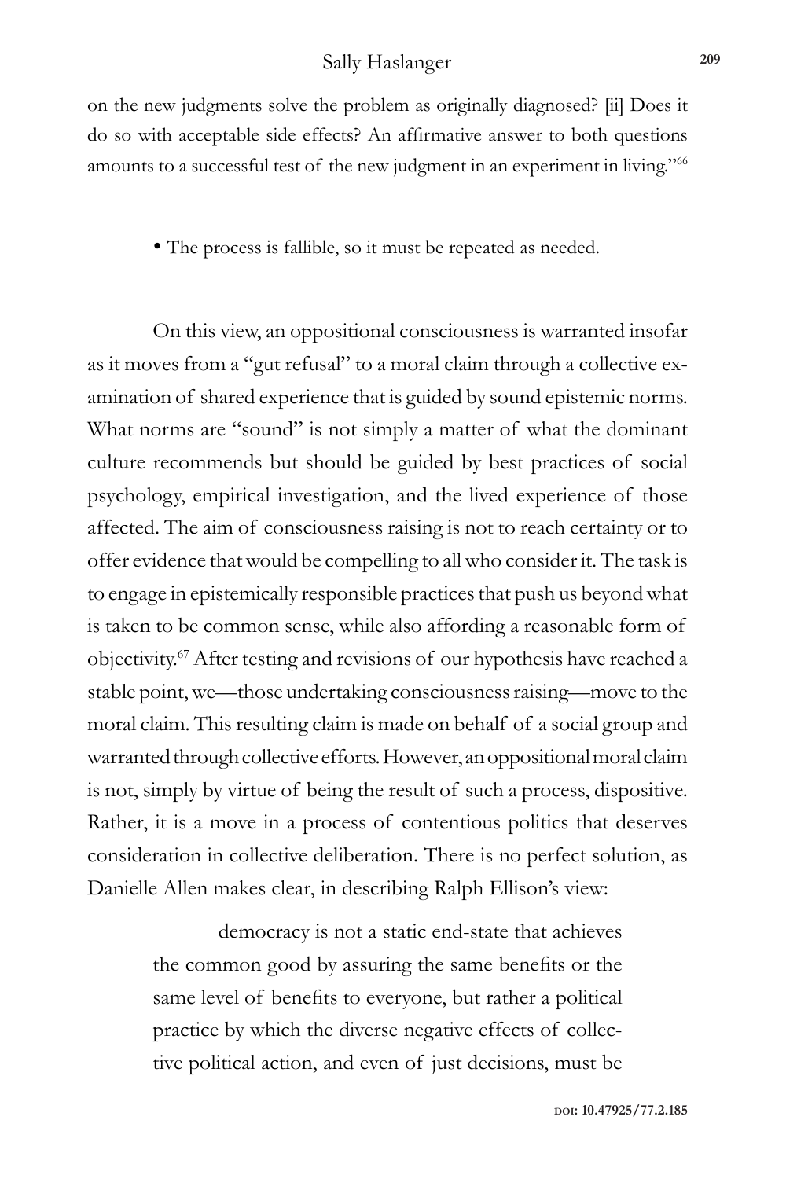on the new judgments solve the problem as originally diagnosed? [ii] Does it do so with acceptable side effects? An affirmative answer to both questions amounts to a successful test of the new judgment in an experiment in living."[66]

- The process is fallible, so it must be repeated as needed.

On this view, an oppositional consciousness is warranted insofar as it moves from a "gut refusal" to a moral claim through a collective examination of shared experience that is guided by sound epistemic norms. What norms are "sound" is not simply a matter of what the dominant culture recommends but should be guided by best practices of social psychology, empirical investigation, and the lived experience of those affected. The aim of consciousness raising is not to reach certainty or to offer evidence that would be compelling to all who consider it. The task is to engage in epistemically responsible practices that push us beyond what is taken to be common sense, while also affording a reasonable form of objectivity.[67] After testing and revisions of our hypothesis have reached a stable point, we—those undertaking consciousness raising—move to the moral claim. This resulting claim is made on behalf of a social group and warranted through collective efforts. However, an oppositional moral claim is not, simply by virtue of being the result of such a process, dispositive. Rather, it is a move in a process of contentious politics that deserves consideration in collective deliberation. There is no perfect solution, as Danielle Allen makes clear, in describing Ralph Ellison's view:

> democracy is not a static end-state that achieves the common good by assuring the same benefits or the same level of benefits to everyone, but rather a political practice by which the diverse negative effects of collective political action, and even of just decisions, must be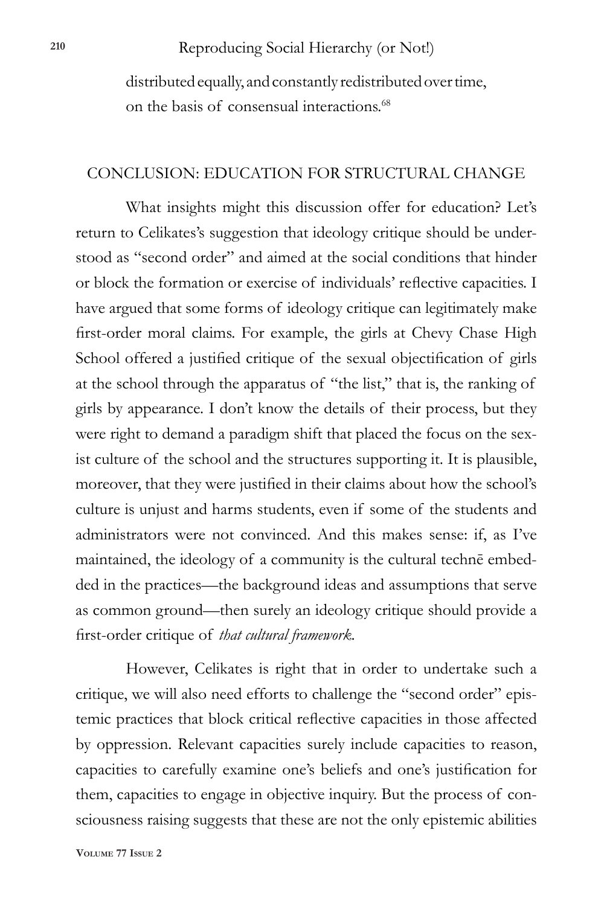distributed equally, and constantly redistributed over time, on the basis of consensual interactions.[68]

## CONCLUSION: EDUCATION FOR STRUCTURAL CHANGE

What insights might this discussion offer for education? Let's return to Celikates's suggestion that ideology critique should be understood as "second order" and aimed at the social conditions that hinder or block the formation or exercise of individuals' reflective capacities. I have argued that some forms of ideology critique can legitimately make first-order moral claims. For example, the girls at Chevy Chase High School offered a justified critique of the sexual objectification of girls at the school through the apparatus of "the list," that is, the ranking of girls by appearance. I don't know the details of their process, but they were right to demand a paradigm shift that placed the focus on the sexist culture of the school and the structures supporting it. It is plausible, moreover, that they were justified in their claims about how the school's culture is unjust and harms students, even if some of the students and administrators were not convinced. And this makes sense: if, as I've maintained, the ideology of a community is the cultural technē embedded in the practices—the background ideas and assumptions that serve as common ground—then surely an ideology critique should provide a first-order critique of *that cultural framework*.

However, Celikates is right that in order to undertake such a critique, we will also need efforts to challenge the "second order" epistemic practices that block critical reflective capacities in those affected by oppression. Relevant capacities surely include capacities to reason, capacities to carefully examine one's beliefs and one's justification for them, capacities to engage in objective inquiry. But the process of consciousness raising suggests that these are not the only epistemic abilities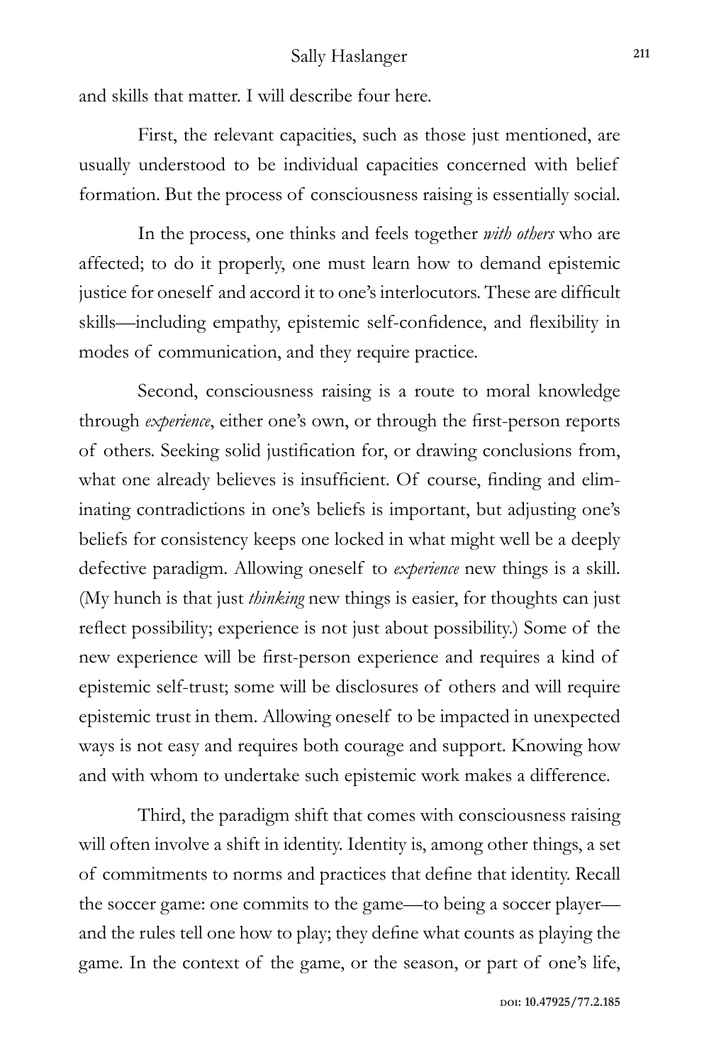and skills that matter. I will describe four here.

First, the relevant capacities, such as those just mentioned, are usually understood to be individual capacities concerned with belief formation. But the process of consciousness raising is essentially social.

In the process, one thinks and feels together *with others* who are affected; to do it properly, one must learn how to demand epistemic justice for oneself and accord it to one's interlocutors. These are difficult skills—including empathy, epistemic self-confidence, and flexibility in modes of communication, and they require practice.

Second, consciousness raising is a route to moral knowledge through *experience*, either one's own, or through the first-person reports of others. Seeking solid justification for, or drawing conclusions from, what one already believes is insufficient. Of course, finding and eliminating contradictions in one's beliefs is important, but adjusting one's beliefs for consistency keeps one locked in what might well be a deeply defective paradigm. Allowing oneself to *experience* new things is a skill. (My hunch is that just *thinking* new things is easier, for thoughts can just reflect possibility; experience is not just about possibility.) Some of the new experience will be first-person experience and requires a kind of epistemic self-trust; some will be disclosures of others and will require epistemic trust in them. Allowing oneself to be impacted in unexpected ways is not easy and requires both courage and support. Knowing how and with whom to undertake such epistemic work makes a difference.

Third, the paradigm shift that comes with consciousness raising will often involve a shift in identity. Identity is, among other things, a set of commitments to norms and practices that define that identity. Recall the soccer game: one commits to the game—to being a soccer player—and the rules tell one how to play; they define what counts as playing the game. In the context of the game, or the season, or part of one's life,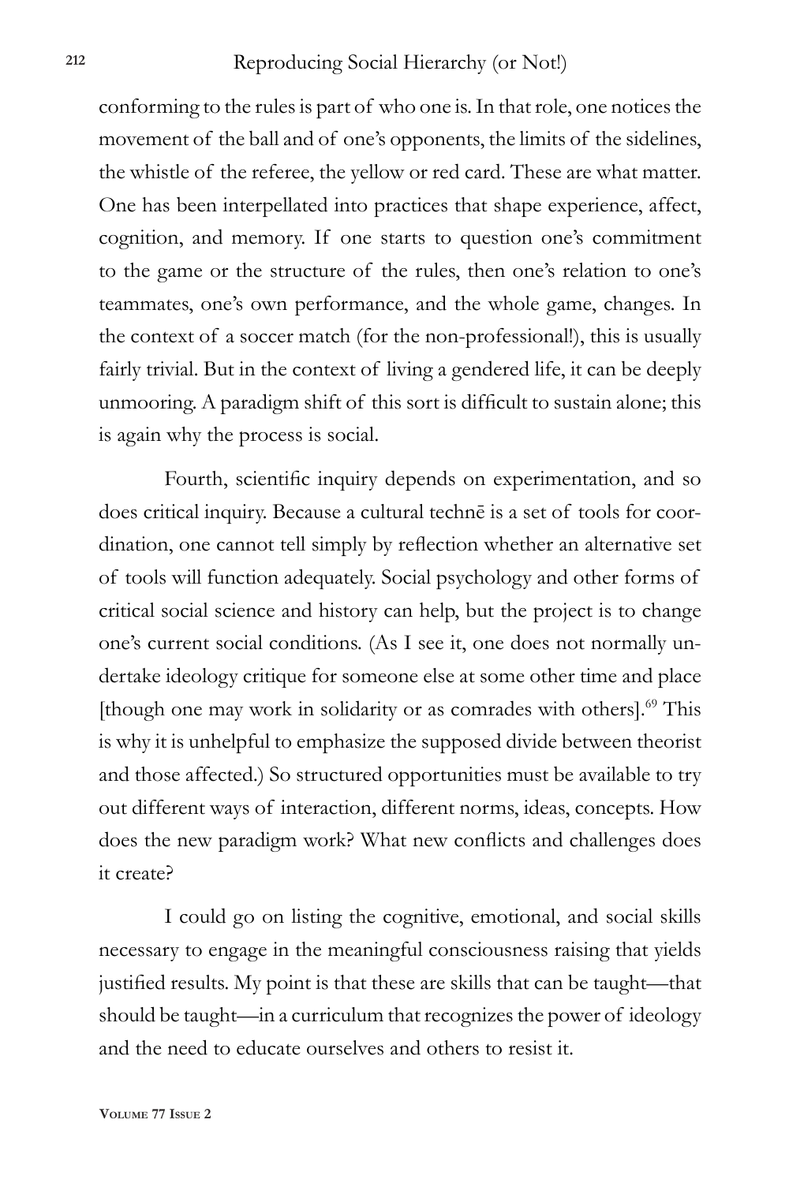conforming to the rules is part of who one is. In that role, one notices the movement of the ball and of one's opponents, the limits of the sidelines, the whistle of the referee, the yellow or red card. These are what matter. One has been interpellated into practices that shape experience, affect, cognition, and memory. If one starts to question one's commitment to the game or the structure of the rules, then one's relation to one's teammates, one's own performance, and the whole game, changes. In the context of a soccer match (for the non-professional!), this is usually fairly trivial. But in the context of living a gendered life, it can be deeply unmooring. A paradigm shift of this sort is difficult to sustain alone; this is again why the process is social.

Fourth, scientific inquiry depends on experimentation, and so does critical inquiry. Because a cultural technē is a set of tools for coordination, one cannot tell simply by reflection whether an alternative set of tools will function adequately. Social psychology and other forms of critical social science and history can help, but the project is to change one's current social conditions. (As I see it, one does not normally undertake ideology critique for someone else at some other time and place [though one may work in solidarity or as comrades with others].[69] This is why it is unhelpful to emphasize the supposed divide between theorist and those affected.) So structured opportunities must be available to try out different ways of interaction, different norms, ideas, concepts. How does the new paradigm work? What new conflicts and challenges does it create?

I could go on listing the cognitive, emotional, and social skills necessary to engage in the meaningful consciousness raising that yields justified results. My point is that these are skills that can be taught—that should be taught—in a curriculum that recognizes the power of ideology and the need to educate ourselves and others to resist it.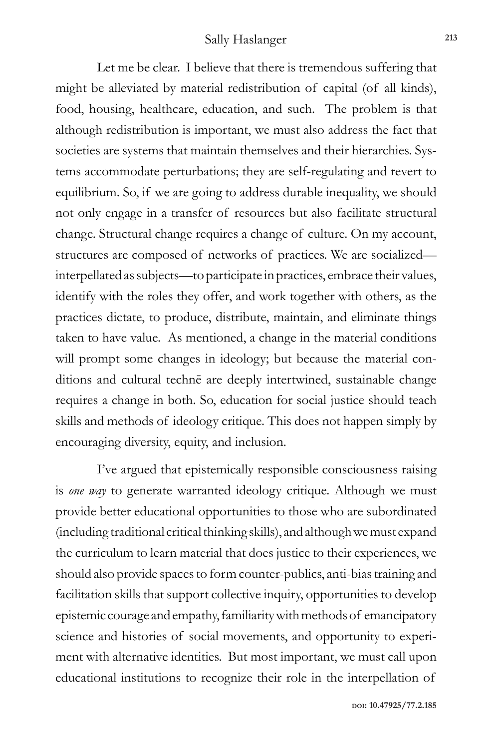Let me be clear. I believe that there is tremendous suffering that might be alleviated by material redistribution of capital (of all kinds), food, housing, healthcare, education, and such. The problem is that although redistribution is important, we must also address the fact that societies are systems that maintain themselves and their hierarchies. Systems accommodate perturbations; they are self-regulating and revert to equilibrium. So, if we are going to address durable inequality, we should not only engage in a transfer of resources but also facilitate structural change. Structural change requires a change of culture. On my account, structures are composed of networks of practices. We are socialized—interpellated as subjects—to participate in practices, embrace their values, identify with the roles they offer, and work together with others, as the practices dictate, to produce, distribute, maintain, and eliminate things taken to have value. As mentioned, a change in the material conditions will prompt some changes in ideology; but because the material conditions and cultural technē are deeply intertwined, sustainable change requires a change in both. So, education for social justice should teach skills and methods of ideology critique. This does not happen simply by encouraging diversity, equity, and inclusion.

I've argued that epistemically responsible consciousness raising is *one way* to generate warranted ideology critique. Although we must provide better educational opportunities to those who are subordinated (including traditional critical thinking skills), and although we must expand the curriculum to learn material that does justice to their experiences, we should also provide spaces to form counter-publics, anti-bias training and facilitation skills that support collective inquiry, opportunities to develop epistemic courage and empathy, familiarity with methods of emancipatory science and histories of social movements, and opportunity to experiment with alternative identities. But most important, we must call upon educational institutions to recognize their role in the interpellation of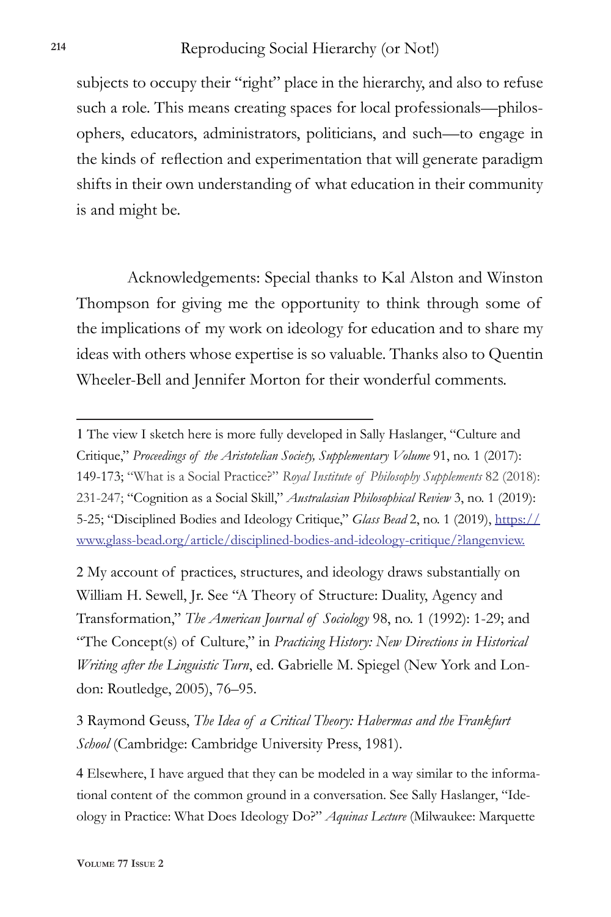subjects to occupy their "right" place in the hierarchy, and also to refuse such a role. This means creating spaces for local professionals—philosophers, educators, administrators, politicians, and such—to engage in the kinds of reflection and experimentation that will generate paradigm shifts in their own understanding of what education in their community is and might be.

Acknowledgements: Special thanks to Kal Alston and Winston Thompson for giving me the opportunity to think through some of the implications of my work on ideology for education and to share my ideas with others whose expertise is so valuable. Thanks also to Quentin Wheeler-Bell and Jennifer Morton for their wonderful comments.

---

1 The view I sketch here is more fully developed in Sally Haslanger, "Culture and Critique," *Proceedings of the Aristotelian Society, Supplementary Volume* 91, no. 1 (2017): 149-173; "What is a Social Practice?" *Royal Institute of Philosophy Supplements* 82 (2018): 231-247; "Cognition as a Social Skill," *Australasian Philosophical Review* 3, no. 1 (2019): 5-25; "Disciplined Bodies and Ideology Critique," *Glass Bead* 2, no. 1 (2019), [https://www.glass-bead.org/article/disciplined-bodies-and-ideology-critique/?langenview.](https://www.glass-bead.org/article/disciplined-bodies-and-ideology-critique/?langenview)

2 My account of practices, structures, and ideology draws substantially on William H. Sewell, Jr. See "A Theory of Structure: Duality, Agency and Transformation," *The American Journal of Sociology* 98, no. 1 (1992): 1-29; and "The Concept(s) of Culture," in *Practicing History: New Directions in Historical Writing after the Linguistic Turn*, ed. Gabrielle M. Spiegel (New York and London: Routledge, 2005), 76–95.

3 Raymond Geuss, *The Idea of a Critical Theory: Habermas and the Frankfurt School* (Cambridge: Cambridge University Press, 1981).

4 Elsewhere, I have argued that they can be modeled in a way similar to the informational content of the common ground in a conversation. See Sally Haslanger, "Ideology in Practice: What Does Ideology Do?" *Aquinas Lecture* (Milwaukee: Marquette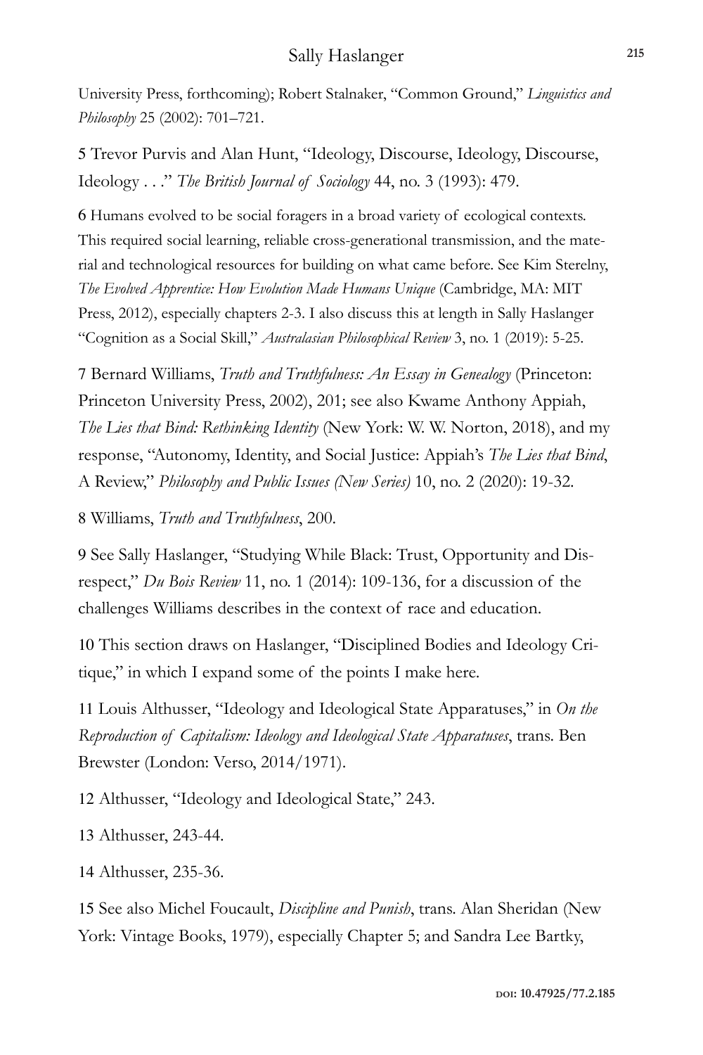University Press, forthcoming); Robert Stalnaker, "Common Ground," *Linguistics and Philosophy* 25 (2002): 701–721.

5 Trevor Purvis and Alan Hunt, "Ideology, Discourse, Ideology, Discourse, Ideology . . ." *The British Journal of Sociology* 44, no. 3 (1993): 479.

6 Humans evolved to be social foragers in a broad variety of ecological contexts. This required social learning, reliable cross-generational transmission, and the material and technological resources for building on what came before. See Kim Sterelny, *The Evolved Apprentice: How Evolution Made Humans Unique* (Cambridge, MA: MIT Press, 2012), especially chapters 2-3. I also discuss this at length in Sally Haslanger "Cognition as a Social Skill," *Australasian Philosophical Review* 3, no. 1 (2019): 5-25.

7 Bernard Williams, *Truth and Truthfulness: An Essay in Genealogy* (Princeton: Princeton University Press, 2002), 201; see also Kwame Anthony Appiah, *The Lies that Bind: Rethinking Identity* (New York: W. W. Norton, 2018), and my response, "Autonomy, Identity, and Social Justice: Appiah's *The Lies that Bind*, A Review," *Philosophy and Public Issues (New Series)* 10, no. 2 (2020): 19-32.

8 Williams, *Truth and Truthfulness*, 200.

9 See Sally Haslanger, "Studying While Black: Trust, Opportunity and Disrespect," *Du Bois Review* 11, no. 1 (2014): 109-136, for a discussion of the challenges Williams describes in the context of race and education.

10 This section draws on Haslanger, "Disciplined Bodies and Ideology Critique," in which I expand some of the points I make here.

11 Louis Althusser, "Ideology and Ideological State Apparatuses," in *On the Reproduction of Capitalism: Ideology and Ideological State Apparatuses*, trans. Ben Brewster (London: Verso, 2014/1971).

12 Althusser, "Ideology and Ideological State," 243.

13 Althusser, 243-44.

14 Althusser, 235-36.

15 See also Michel Foucault, *Discipline and Punish*, trans. Alan Sheridan (New York: Vintage Books, 1979), especially Chapter 5; and Sandra Lee Bartky,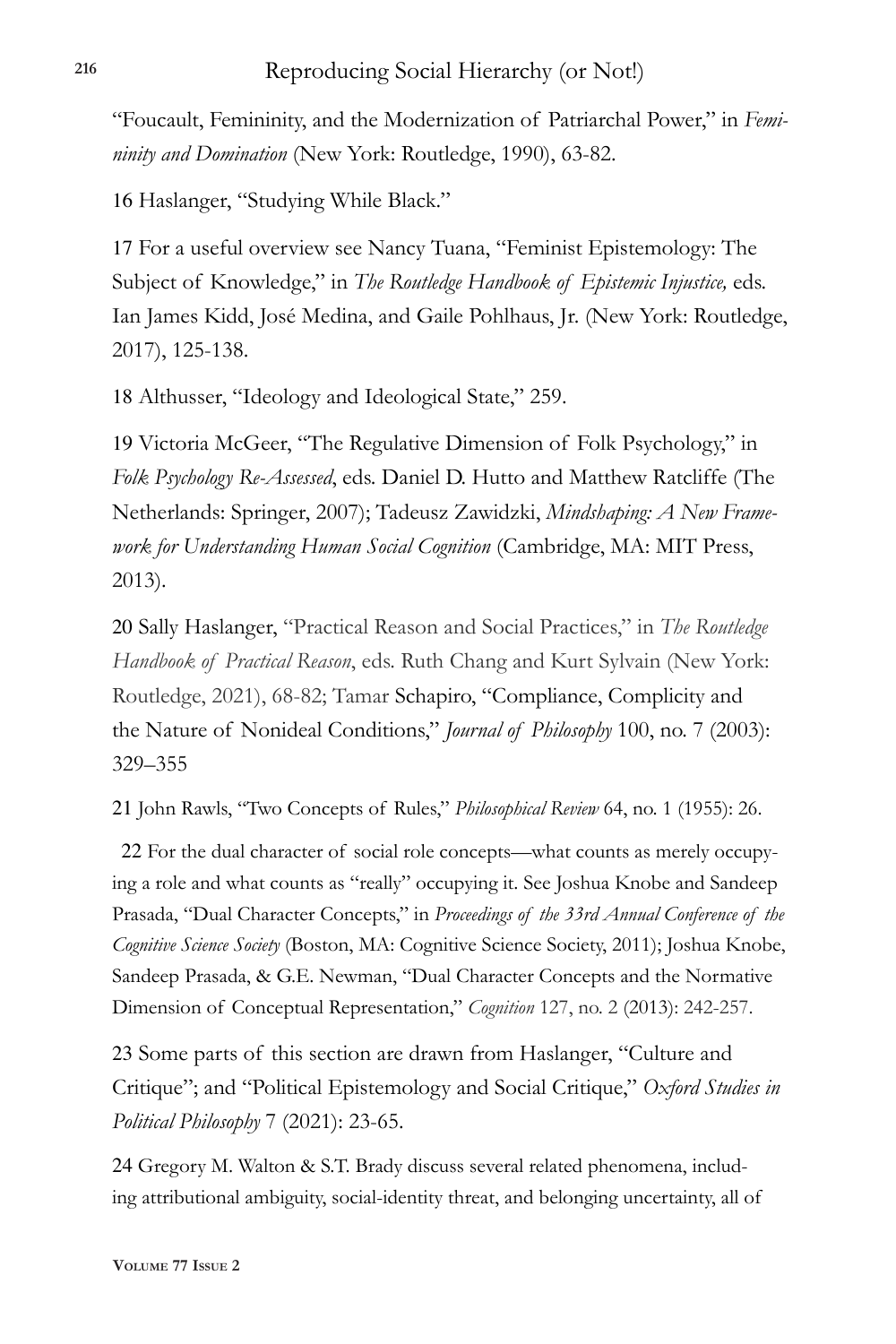"Foucault, Femininity, and the Modernization of Patriarchal Power," in *Femininity and Domination* (New York: Routledge, 1990), 63-82.

16 Haslanger, "Studying While Black."

17 For a useful overview see Nancy Tuana, "Feminist Epistemology: The Subject of Knowledge," in *The Routledge Handbook of Epistemic Injustice,* eds. Ian James Kidd, José Medina, and Gaile Pohlhaus, Jr. (New York: Routledge, 2017), 125-138.

18 Althusser, "Ideology and Ideological State," 259.

19 Victoria McGeer, "The Regulative Dimension of Folk Psychology," in *Folk Psychology Re-Assessed*, eds. Daniel D. Hutto and Matthew Ratcliffe (The Netherlands: Springer, 2007); Tadeusz Zawidzki, *Mindshaping: A New Framework for Understanding Human Social Cognition* (Cambridge, MA: MIT Press, 2013).

20 Sally Haslanger, "Practical Reason and Social Practices," in *The Routledge Handbook of Practical Reason*, eds. Ruth Chang and Kurt Sylvain (New York: Routledge, 2021), 68-82; Tamar Schapiro, "Compliance, Complicity and the Nature of Nonideal Conditions," *Journal of Philosophy* 100, no. 7 (2003): 329–355

21 John Rawls, "Two Concepts of Rules," *Philosophical Review* 64, no. 1 (1955): 26.

22 For the dual character of social role concepts—what counts as merely occupying a role and what counts as "really" occupying it. See Joshua Knobe and Sandeep Prasada, "Dual Character Concepts," in *Proceedings of the 33rd Annual Conference of the Cognitive Science Society* (Boston, MA: Cognitive Science Society, 2011); Joshua Knobe, Sandeep Prasada, & G.E. Newman, "Dual Character Concepts and the Normative Dimension of Conceptual Representation," *Cognition* 127, no. 2 (2013): 242-257.

23 Some parts of this section are drawn from Haslanger, "Culture and Critique"; and "Political Epistemology and Social Critique," *Oxford Studies in Political Philosophy* 7 (2021): 23-65.

24 Gregory M. Walton & S.T. Brady discuss several related phenomena, including attributional ambiguity, social-identity threat, and belonging uncertainty, all of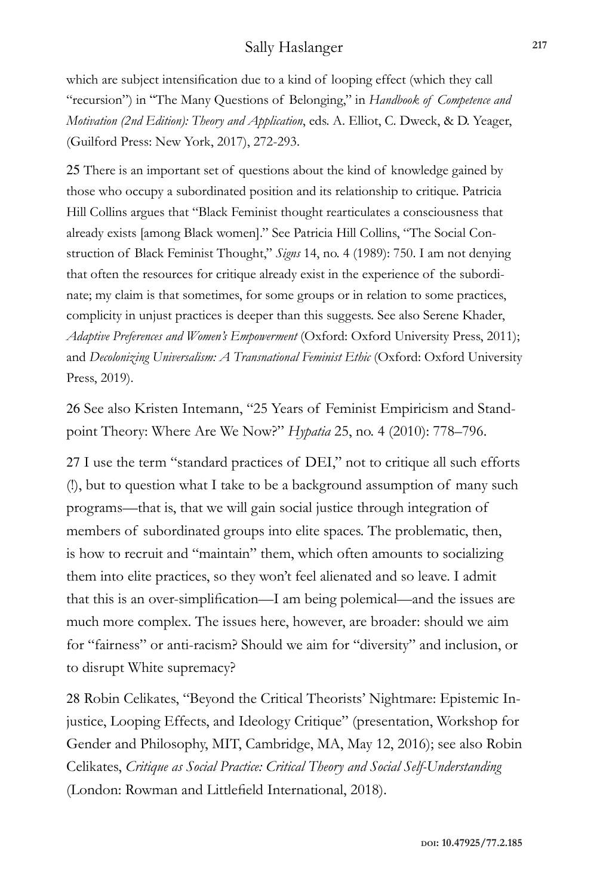which are subject intensification due to a kind of looping effect (which they call "recursion") in "The Many Questions of Belonging," in *Handbook of Competence and Motivation (2nd Edition): Theory and Application*, eds. A. Elliot, C. Dweck, & D. Yeager, (Guilford Press: New York, 2017), 272-293.

25 There is an important set of questions about the kind of knowledge gained by those who occupy a subordinated position and its relationship to critique. Patricia Hill Collins argues that "Black Feminist thought rearticulates a consciousness that already exists [among Black women]." See Patricia Hill Collins, "The Social Construction of Black Feminist Thought," *Signs* 14, no. 4 (1989): 750. I am not denying that often the resources for critique already exist in the experience of the subordinate; my claim is that sometimes, for some groups or in relation to some practices, complicity in unjust practices is deeper than this suggests. See also Serene Khader, *Adaptive Preferences and Women's Empowerment* (Oxford: Oxford University Press, 2011); and *Decolonizing Universalism: A Transnational Feminist Ethic* (Oxford: Oxford University Press, 2019).

26 See also Kristen Intemann, "25 Years of Feminist Empiricism and Standpoint Theory: Where Are We Now?" *Hypatia* 25, no. 4 (2010): 778–796.

27 I use the term "standard practices of DEI," not to critique all such efforts (!), but to question what I take to be a background assumption of many such programs—that is, that we will gain social justice through integration of members of subordinated groups into elite spaces. The problematic, then, is how to recruit and "maintain" them, which often amounts to socializing them into elite practices, so they won't feel alienated and so leave. I admit that this is an over-simplification—I am being polemical—and the issues are much more complex. The issues here, however, are broader: should we aim for "fairness" or anti-racism? Should we aim for "diversity" and inclusion, or to disrupt White supremacy?

28 Robin Celikates, "Beyond the Critical Theorists' Nightmare: Epistemic Injustice, Looping Effects, and Ideology Critique" (presentation, Workshop for Gender and Philosophy, MIT, Cambridge, MA, May 12, 2016); see also Robin Celikates, *Critique as Social Practice: Critical Theory and Social Self-Understanding* (London: Rowman and Littlefield International, 2018).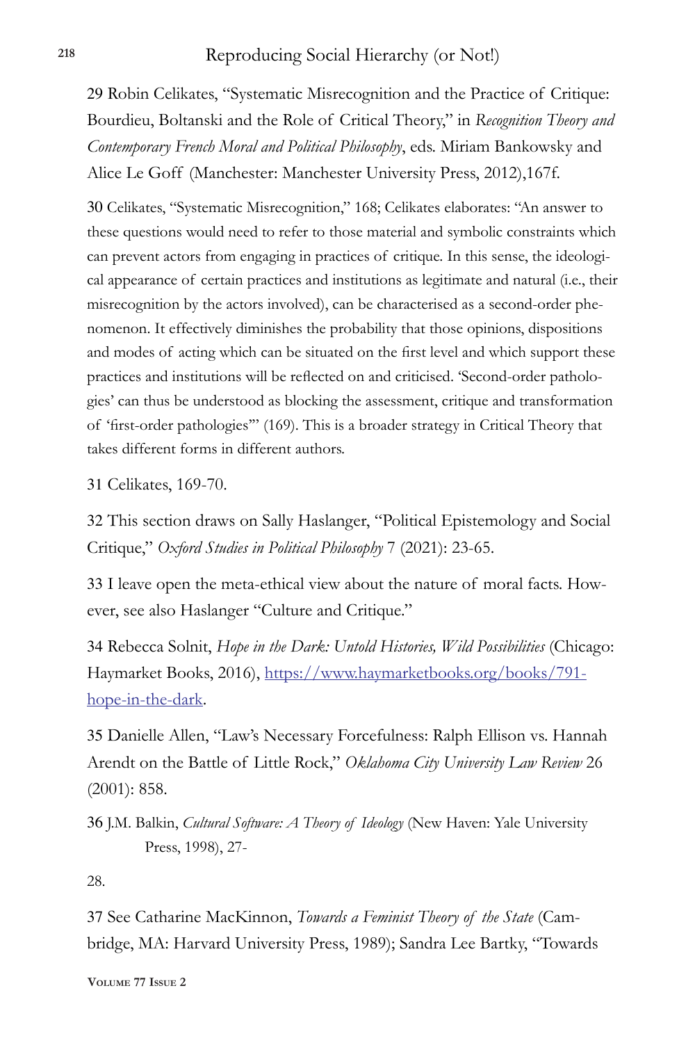29 Robin Celikates, "Systematic Misrecognition and the Practice of Critique: Bourdieu, Boltanski and the Role of Critical Theory," in *Recognition Theory and Contemporary French Moral and Political Philosophy*, eds. Miriam Bankowsky and Alice Le Goff (Manchester: Manchester University Press, 2012),167f.

30 Celikates, "Systematic Misrecognition," 168; Celikates elaborates: "An answer to these questions would need to refer to those material and symbolic constraints which can prevent actors from engaging in practices of critique. In this sense, the ideological appearance of certain practices and institutions as legitimate and natural (i.e., their misrecognition by the actors involved), can be characterised as a second-order phenomenon. It effectively diminishes the probability that those opinions, dispositions and modes of acting which can be situated on the first level and which support these practices and institutions will be reflected on and criticised. 'Second-order pathologies' can thus be understood as blocking the assessment, critique and transformation of 'first-order pathologies'" (169). This is a broader strategy in Critical Theory that takes different forms in different authors.

31 Celikates, 169-70.

32 This section draws on Sally Haslanger, "Political Epistemology and Social Critique," *Oxford Studies in Political Philosophy* 7 (2021): 23-65.

33 I leave open the meta-ethical view about the nature of moral facts. However, see also Haslanger "Culture and Critique."

34 Rebecca Solnit, *Hope in the Dark: Untold Histories, Wild Possibilities* (Chicago: Haymarket Books, 2016), https://www.haymarketbooks.org/books/791-hope-in-the-dark.

35 Danielle Allen, "Law's Necessary Forcefulness: Ralph Ellison vs. Hannah Arendt on the Battle of Little Rock," *Oklahoma City University Law Review* 26 (2001): 858.

36 J.M. Balkin, *Cultural Software: A Theory of Ideology* (New Haven: Yale University Press, 1998), 27-28.

37 See Catharine MacKinnon, *Towards a Feminist Theory of the State* (Cambridge, MA: Harvard University Press, 1989); Sandra Lee Bartky, "Towards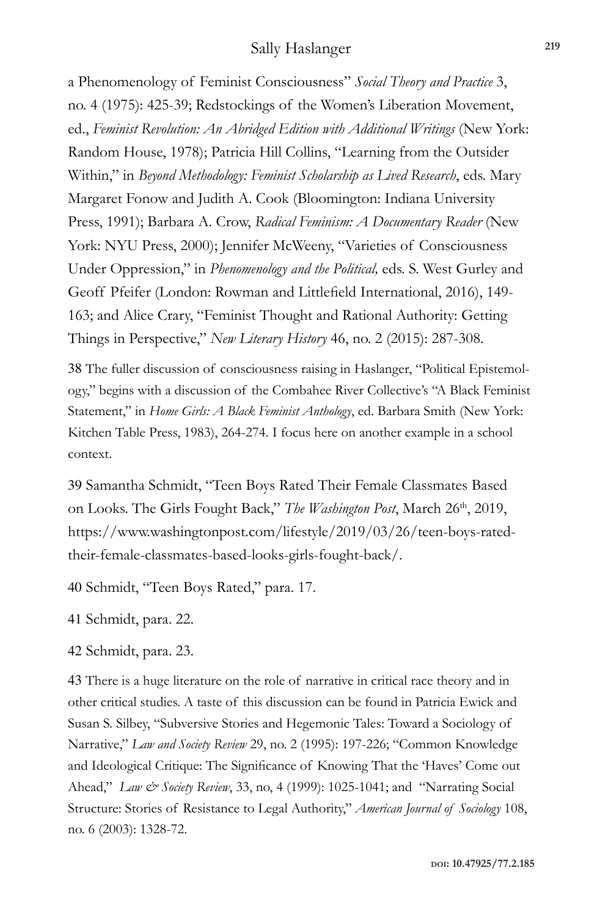a Phenomenology of Feminist Consciousness" *Social Theory and Practice* 3, no. 4 (1975): 425-39; Redstockings of the Women's Liberation Movement, ed., *Feminist Revolution: An Abridged Edition with Additional Writings* (New York: Random House, 1978); Patricia Hill Collins, "Learning from the Outsider Within," in *Beyond Methodology: Feminist Scholarship as Lived Research*, eds. Mary Margaret Fonow and Judith A. Cook (Bloomington: Indiana University Press, 1991); Barbara A. Crow, *Radical Feminism: A Documentary Reader* (New York: NYU Press, 2000); Jennifer McWeeny, "Varieties of Consciousness Under Oppression," in *Phenomenology and the Political,* eds. S. West Gurley and Geoff Pfeifer (London: Rowman and Littlefield International, 2016), 149-163; and Alice Crary, "Feminist Thought and Rational Authority: Getting Things in Perspective," *New Literary History* 46, no. 2 (2015): 287-308.

38 The fuller discussion of consciousness raising in Haslanger, "Political Epistemology," begins with a discussion of the Combahee River Collective's "A Black Feminist Statement," in *Home Girls: A Black Feminist Anthology*, ed. Barbara Smith (New York: Kitchen Table Press, 1983), 264-274. I focus here on another example in a school context.

39 Samantha Schmidt, "Teen Boys Rated Their Female Classmates Based on Looks. The Girls Fought Back," *The Washington Post*, March 26th, 2019, https://www.washingtonpost.com/lifestyle/2019/03/26/teen-boys-rated-their-female-classmates-based-looks-girls-fought-back/.

40 Schmidt, "Teen Boys Rated," para. 17.

41 Schmidt, para. 22.

42 Schmidt, para. 23.

43 There is a huge literature on the role of narrative in critical race theory and in other critical studies. A taste of this discussion can be found in Patricia Ewick and Susan S. Silbey, "Subversive Stories and Hegemonic Tales: Toward a Sociology of Narrative," *Law and Society Review* 29, no. 2 (1995): 197-226; "Common Knowledge and Ideological Critique: The Significance of Knowing That the 'Haves' Come out Ahead," *Law & Society Review*, 33, no, 4 (1999): 1025-1041; and "Narrating Social Structure: Stories of Resistance to Legal Authority," *American Journal of Sociology* 108, no. 6 (2003): 1328-72.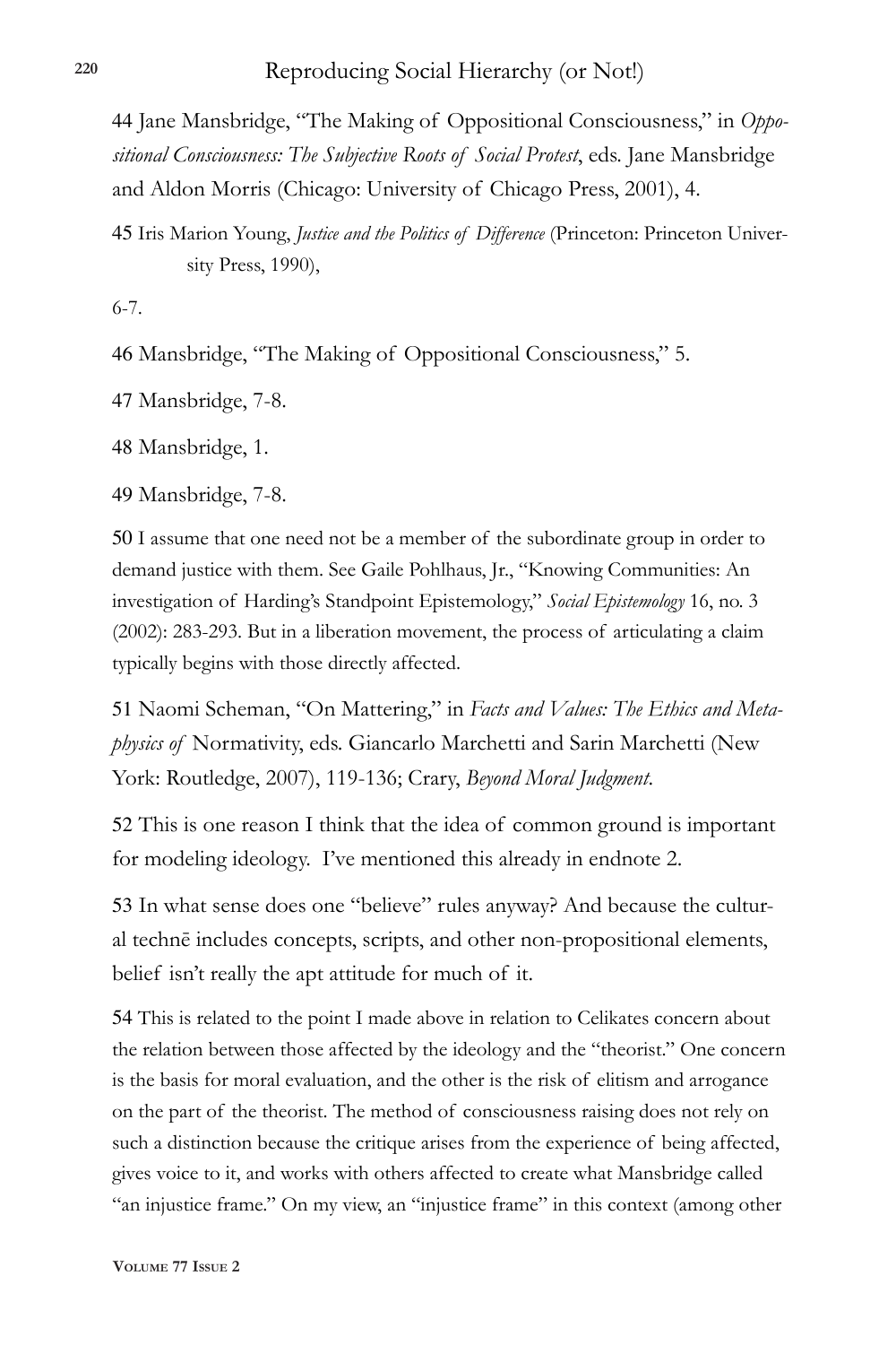44 Jane Mansbridge, "The Making of Oppositional Consciousness," in *Oppositional Consciousness: The Subjective Roots of Social Protest*, eds. Jane Mansbridge and Aldon Morris (Chicago: University of Chicago Press, 2001), 4.

45 Iris Marion Young, *Justice and the Politics of Difference* (Princeton: Princeton University Press, 1990),

6-7.

46 Mansbridge, "The Making of Oppositional Consciousness," 5.

47 Mansbridge, 7-8.

48 Mansbridge, 1.

49 Mansbridge, 7-8.

50 I assume that one need not be a member of the subordinate group in order to demand justice with them. See Gaile Pohlhaus, Jr., "Knowing Communities: An investigation of Harding's Standpoint Epistemology," *Social Epistemology* 16, no. 3 (2002): 283-293. But in a liberation movement, the process of articulating a claim typically begins with those directly affected.

51 Naomi Scheman, "On Mattering," in *Facts and Values: The Ethics and Metaphysics of* Normativity, eds. Giancarlo Marchetti and Sarin Marchetti (New York: Routledge, 2007), 119-136; Crary, *Beyond Moral Judgment*.

52 This is one reason I think that the idea of common ground is important for modeling ideology. I've mentioned this already in endnote 2.

53 In what sense does one "believe" rules anyway? And because the cultural technē includes concepts, scripts, and other non-propositional elements, belief isn't really the apt attitude for much of it.

54 This is related to the point I made above in relation to Celikates concern about the relation between those affected by the ideology and the "theorist." One concern is the basis for moral evaluation, and the other is the risk of elitism and arrogance on the part of the theorist. The method of consciousness raising does not rely on such a distinction because the critique arises from the experience of being affected, gives voice to it, and works with others affected to create what Mansbridge called "an injustice frame." On my view, an "injustice frame" in this context (among other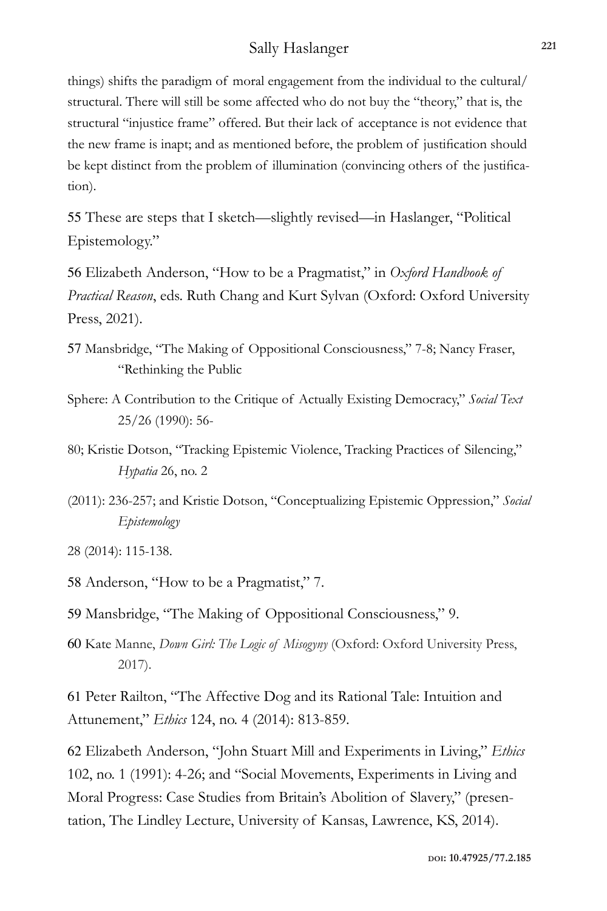things) shifts the paradigm of moral engagement from the individual to the cultural/structural. There will still be some affected who do not buy the "theory," that is, the structural "injustice frame" offered. But their lack of acceptance is not evidence that the new frame is inapt; and as mentioned before, the problem of justification should be kept distinct from the problem of illumination (convincing others of the justification).

55 These are steps that I sketch—slightly revised—in Haslanger, "Political Epistemology."

56 Elizabeth Anderson, "How to be a Pragmatist," in *Oxford Handbook of Practical Reason*, eds. Ruth Chang and Kurt Sylvan (Oxford: Oxford University Press, 2021).

57 Mansbridge, "The Making of Oppositional Consciousness," 7-8; Nancy Fraser, "Rethinking the Public Sphere: A Contribution to the Critique of Actually Existing Democracy," *Social Text* 25/26 (1990): 56-80; Kristie Dotson, "Tracking Epistemic Violence, Tracking Practices of Silencing," *Hypatia* 26, no. 2 (2011): 236-257; and Kristie Dotson, "Conceptualizing Epistemic Oppression," *Social Epistemology* 28 (2014): 115-138.

58 Anderson, "How to be a Pragmatist," 7.

59 Mansbridge, "The Making of Oppositional Consciousness," 9.

60 Kate Manne, *Down Girl: The Logic of Misogyny* (Oxford: Oxford University Press, 2017).

61 Peter Railton, "The Affective Dog and its Rational Tale: Intuition and Attunement," *Ethics* 124, no. 4 (2014): 813-859.

62 Elizabeth Anderson, "John Stuart Mill and Experiments in Living," *Ethics* 102, no. 1 (1991): 4-26; and "Social Movements, Experiments in Living and Moral Progress: Case Studies from Britain's Abolition of Slavery," (presentation, The Lindley Lecture, University of Kansas, Lawrence, KS, 2014).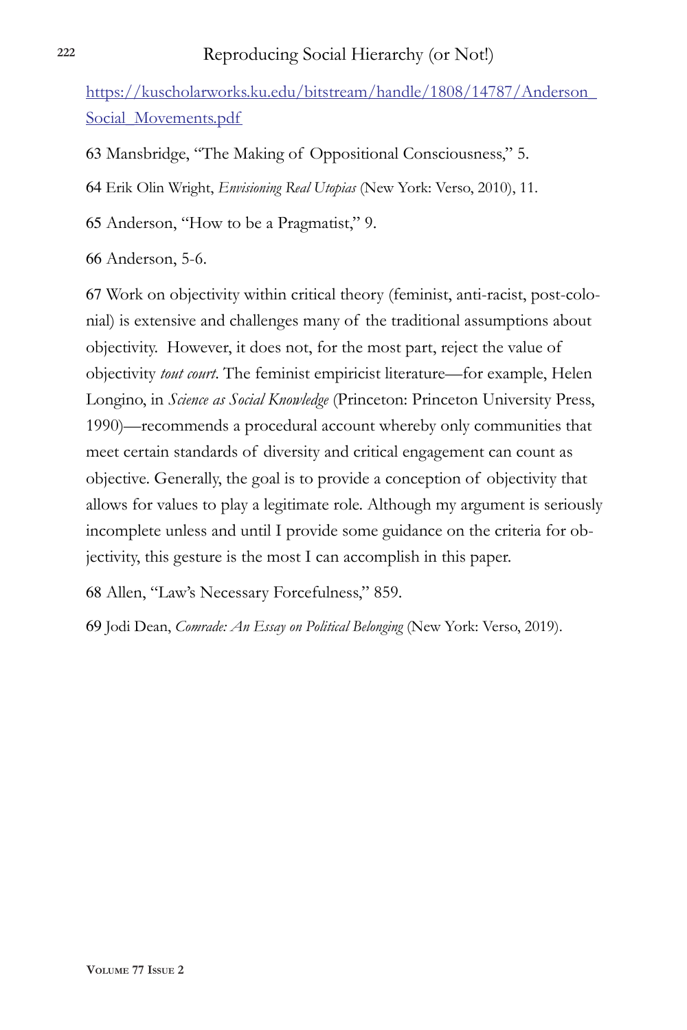https://kuscholarworks.ku.edu/bitstream/handle/1808/14787/Anderson_Social_Movements.pdf

63 Mansbridge, “The Making of Oppositional Consciousness,” 5.

64 Erik Olin Wright, *Envisioning Real Utopias* (New York: Verso, 2010), 11.

65 Anderson, “How to be a Pragmatist,” 9.

66 Anderson, 5-6.

67 Work on objectivity within critical theory (feminist, anti-racist, post-colonial) is extensive and challenges many of the traditional assumptions about objectivity. However, it does not, for the most part, reject the value of objectivity *tout court*. The feminist empiricist literature—for example, Helen Longino, in *Science as Social Knowledge* (Princeton: Princeton University Press, 1990)—recommends a procedural account whereby only communities that meet certain standards of diversity and critical engagement can count as objective. Generally, the goal is to provide a conception of objectivity that allows for values to play a legitimate role. Although my argument is seriously incomplete unless and until I provide some guidance on the criteria for objectivity, this gesture is the most I can accomplish in this paper.

68 Allen, “Law’s Necessary Forcefulness,” 859.

69 Jodi Dean, *Comrade: An Essay on Political Belonging* (New York: Verso, 2019).